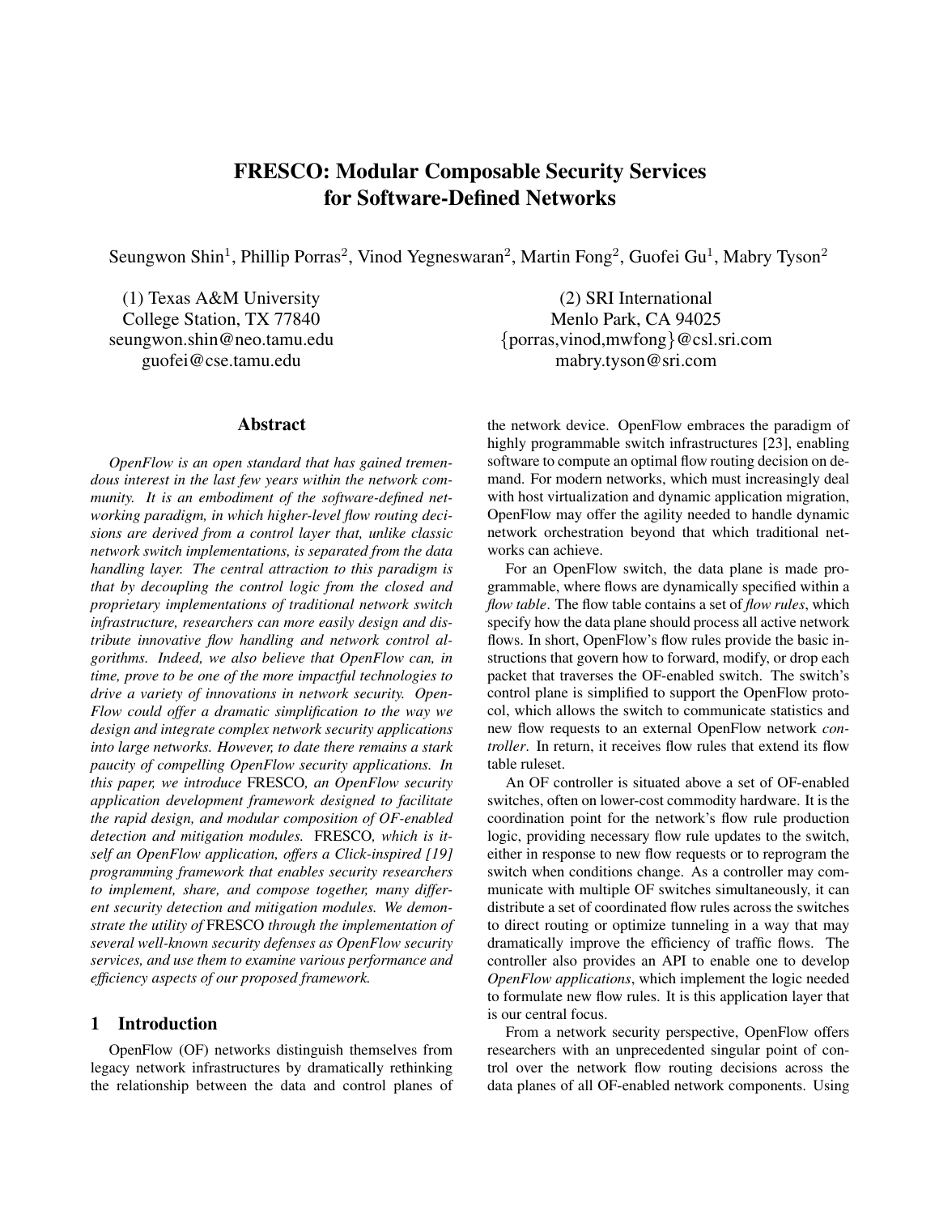# FRESCO: Modular Composable Security Services for Software-Defined Networks

Seungwon Shin[1], Phillip Porras[2], Vinod Yegneswaran[2], Martin Fong[2], Guofei Gu[1], Mabry Tyson[2]

(1) Texas A&M University
College Station, TX 77840
seungwon.shin@neo.tamu.edu
guofei@cse.tamu.edu

(2) SRI International
Menlo Park, CA 94025
{porras,vinod,mwfong}@csl.sri.com
mabry.tyson@sri.com

## Abstract

*OpenFlow is an open standard that has gained tremendous interest in the last few years within the network community. It is an embodiment of the software-defined networking paradigm, in which higher-level flow routing decisions are derived from a control layer that, unlike classic network switch implementations, is separated from the data handling layer. The central attraction to this paradigm is that by decoupling the control logic from the closed and proprietary implementations of traditional network switch infrastructure, researchers can more easily design and distribute innovative flow handling and network control algorithms. Indeed, we also believe that OpenFlow can, in time, prove to be one of the more impactful technologies to drive a variety of innovations in network security. OpenFlow could offer a dramatic simplification to the way we design and integrate complex network security applications into large networks. However, to date there remains a stark paucity of compelling OpenFlow security applications. In this paper, we introduce* FRESCO*, an OpenFlow security application development framework designed to facilitate the rapid design, and modular composition of OF-enabled detection and mitigation modules.* FRESCO*, which is itself an OpenFlow application, offers a Click-inspired [19] programming framework that enables security researchers to implement, share, and compose together, many different security detection and mitigation modules. We demonstrate the utility of* FRESCO *through the implementation of several well-known security defenses as OpenFlow security services, and use them to examine various performance and efficiency aspects of our proposed framework.*

## 1 Introduction

OpenFlow (OF) networks distinguish themselves from legacy network infrastructures by dramatically rethinking the relationship between the data and control planes of the network device. OpenFlow embraces the paradigm of highly programmable switch infrastructures [23], enabling software to compute an optimal flow routing decision on demand. For modern networks, which must increasingly deal with host virtualization and dynamic application migration, OpenFlow may offer the agility needed to handle dynamic network orchestration beyond that which traditional networks can achieve.

For an OpenFlow switch, the data plane is made programmable, where flows are dynamically specified within a *flow table*. The flow table contains a set of *flow rules*, which specify how the data plane should process all active network flows. In short, OpenFlow's flow rules provide the basic instructions that govern how to forward, modify, or drop each packet that traverses the OF-enabled switch. The switch's control plane is simplified to support the OpenFlow protocol, which allows the switch to communicate statistics and new flow requests to an external OpenFlow network *controller*. In return, it receives flow rules that extend its flow table ruleset.

An OF controller is situated above a set of OF-enabled switches, often on lower-cost commodity hardware. It is the coordination point for the network's flow rule production logic, providing necessary flow rule updates to the switch, either in response to new flow requests or to reprogram the switch when conditions change. As a controller may communicate with multiple OF switches simultaneously, it can distribute a set of coordinated flow rules across the switches to direct routing or optimize tunneling in a way that may dramatically improve the efficiency of traffic flows. The controller also provides an API to enable one to develop *OpenFlow applications*, which implement the logic needed to formulate new flow rules. It is this application layer that is our central focus.

From a network security perspective, OpenFlow offers researchers with an unprecedented singular point of control over the network flow routing decisions across the data planes of all OF-enabled network components. Using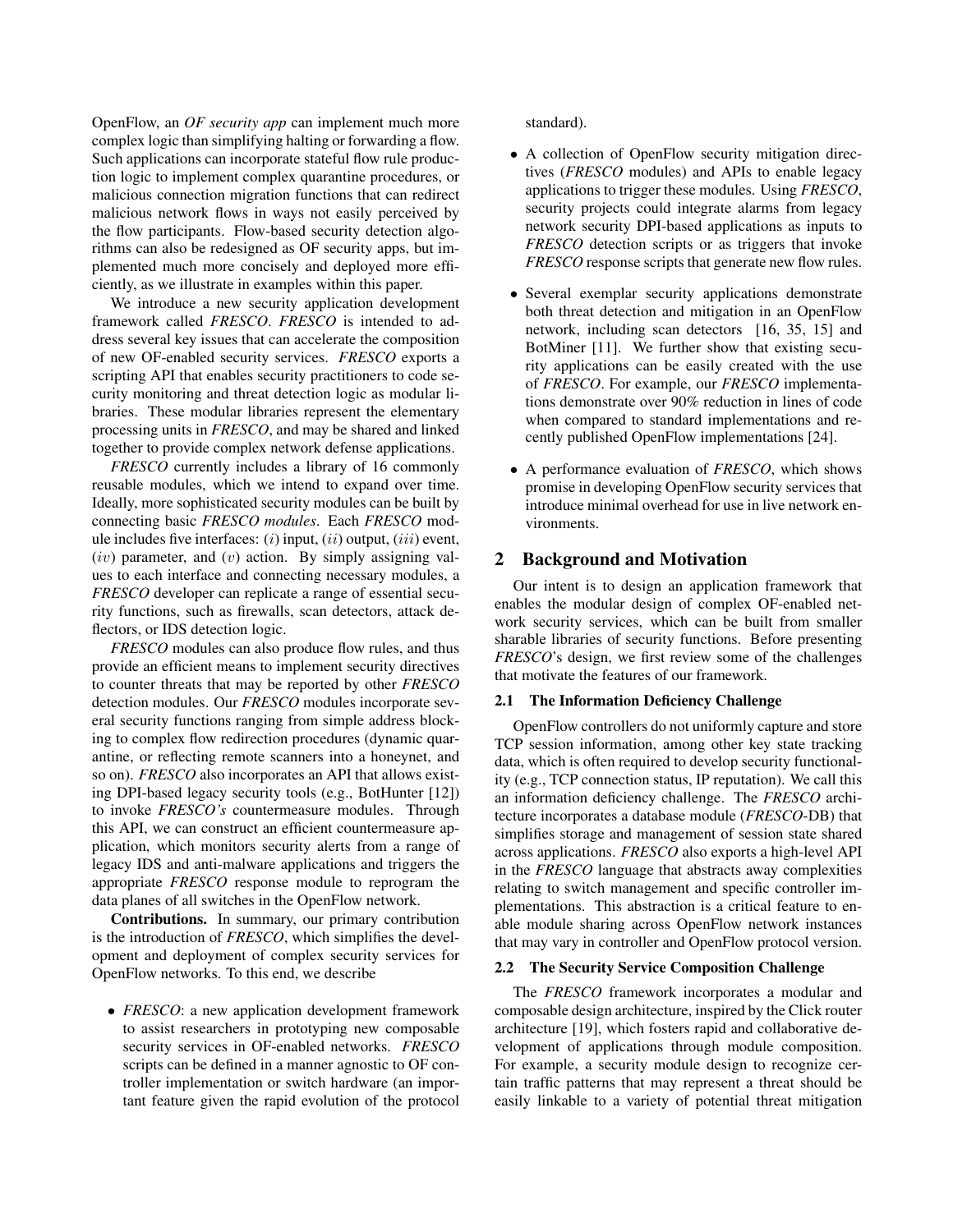OpenFlow, an *OF security app* can implement much more complex logic than simplifying halting or forwarding a flow. Such applications can incorporate stateful flow rule production logic to implement complex quarantine procedures, or malicious connection migration functions that can redirect malicious network flows in ways not easily perceived by the flow participants. Flow-based security detection algorithms can also be redesigned as OF security apps, but implemented much more concisely and deployed more efficiently, as we illustrate in examples within this paper.

We introduce a new security application development framework called *FRESCO*. *FRESCO* is intended to address several key issues that can accelerate the composition of new OF-enabled security services. *FRESCO* exports a scripting API that enables security practitioners to code security monitoring and threat detection logic as modular libraries. These modular libraries represent the elementary processing units in *FRESCO*, and may be shared and linked together to provide complex network defense applications.

*FRESCO* currently includes a library of 16 commonly reusable modules, which we intend to expand over time. Ideally, more sophisticated security modules can be built by connecting basic *FRESCO modules*. Each *FRESCO* module includes five interfaces: $(i)$ input, $(ii)$ output, $(iii)$ event, $(iv)$ parameter, and $(v)$ action. By simply assigning values to each interface and connecting necessary modules, a *FRESCO* developer can replicate a range of essential security functions, such as firewalls, scan detectors, attack deflectors, or IDS detection logic.

*FRESCO* modules can also produce flow rules, and thus provide an efficient means to implement security directives to counter threats that may be reported by other *FRESCO* detection modules. Our *FRESCO* modules incorporate several security functions ranging from simple address blocking to complex flow redirection procedures (dynamic quarantine, or reflecting remote scanners into a honeynet, and so on). *FRESCO* also incorporates an API that allows existing DPI-based legacy security tools (e.g., BotHunter [12]) to invoke *FRESCO's* countermeasure modules. Through this API, we can construct an efficient countermeasure application, which monitors security alerts from a range of legacy IDS and anti-malware applications and triggers the appropriate *FRESCO* response module to reprogram the data planes of all switches in the OpenFlow network.

**Contributions.** In summary, our primary contribution is the introduction of *FRESCO*, which simplifies the development and deployment of complex security services for OpenFlow networks. To this end, we describe

- *FRESCO*: a new application development framework to assist researchers in prototyping new composable security services in OF-enabled networks. *FRESCO* scripts can be defined in a manner agnostic to OF controller implementation or switch hardware (an important feature given the rapid evolution of the protocol standard).
- A collection of OpenFlow security mitigation directives (*FRESCO* modules) and APIs to enable legacy applications to trigger these modules. Using *FRESCO*, security projects could integrate alarms from legacy network security DPI-based applications as inputs to *FRESCO* detection scripts or as triggers that invoke *FRESCO* response scripts that generate new flow rules.
- Several exemplar security applications demonstrate both threat detection and mitigation in an OpenFlow network, including scan detectors [16, 35, 15] and BotMiner [11]. We further show that existing security applications can be easily created with the use of *FRESCO*. For example, our *FRESCO* implementations demonstrate over 90% reduction in lines of code when compared to standard implementations and recently published OpenFlow implementations [24].
- A performance evaluation of *FRESCO*, which shows promise in developing OpenFlow security services that introduce minimal overhead for use in live network environments.

## 2 Background and Motivation

Our intent is to design an application framework that enables the modular design of complex OF-enabled network security services, which can be built from smaller sharable libraries of security functions. Before presenting *FRESCO*'s design, we first review some of the challenges that motivate the features of our framework.

### 2.1 The Information Deficiency Challenge

OpenFlow controllers do not uniformly capture and store TCP session information, among other key state tracking data, which is often required to develop security functionality (e.g., TCP connection status, IP reputation). We call this an information deficiency challenge. The *FRESCO* architecture incorporates a database module (*FRESCO*-DB) that simplifies storage and management of session state shared across applications. *FRESCO* also exports a high-level API in the *FRESCO* language that abstracts away complexities relating to switch management and specific controller implementations. This abstraction is a critical feature to enable module sharing across OpenFlow network instances that may vary in controller and OpenFlow protocol version.

### 2.2 The Security Service Composition Challenge

The *FRESCO* framework incorporates a modular and composable design architecture, inspired by the Click router architecture [19], which fosters rapid and collaborative development of applications through module composition. For example, a security module design to recognize certain traffic patterns that may represent a threat should be easily linkable to a variety of potential threat mitigation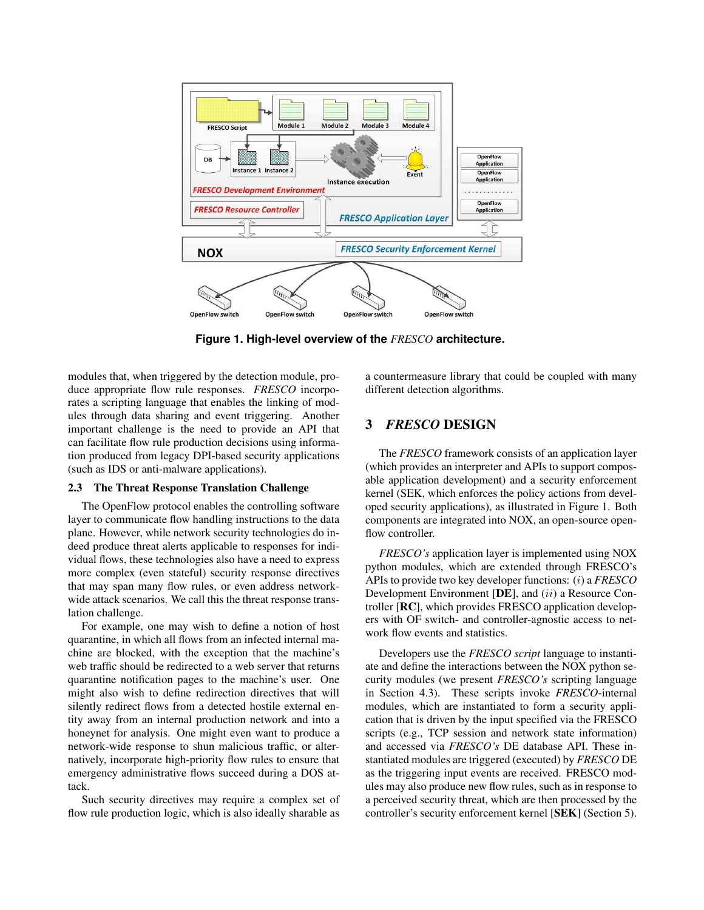**Figure 1. High-level overview of the *FRESCO* architecture.**

modules that, when triggered by the detection module, produce appropriate flow rule responses. *FRESCO* incorporates a scripting language that enables the linking of modules through data sharing and event triggering. Another important challenge is the need to provide an API that can facilitate flow rule production decisions using information produced from legacy DPI-based security applications (such as IDS or anti-malware applications).

### 2.3 The Threat Response Translation Challenge

The OpenFlow protocol enables the controlling software layer to communicate flow handling instructions to the data plane. However, while network security technologies do indeed produce threat alerts applicable to responses for individual flows, these technologies also have a need to express more complex (even stateful) security response directives that may span many flow rules, or even address network-wide attack scenarios. We call this the threat response translation challenge.

For example, one may wish to define a notion of host quarantine, in which all flows from an infected internal machine are blocked, with the exception that the machine's web traffic should be redirected to a web server that returns quarantine notification pages to the machine's user. One might also wish to define redirection directives that will silently redirect flows from a detected hostile external entity away from an internal production network and into a honeynet for analysis. One might even want to produce a network-wide response to shun malicious traffic, or alternatively, incorporate high-priority flow rules to ensure that emergency administrative flows succeed during a DOS attack.

Such security directives may require a complex set of flow rule production logic, which is also ideally sharable as a countermeasure library that could be coupled with many different detection algorithms.

## 3 *FRESCO* DESIGN

The *FRESCO* framework consists of an application layer (which provides an interpreter and APIs to support composable application development) and a security enforcement kernel (SEK, which enforces the policy actions from developed security applications), as illustrated in Figure 1. Both components are integrated into NOX, an open-source openflow controller.

*FRESCO's* application layer is implemented using NOX python modules, which are extended through FRESCO's APIs to provide two key developer functions: ($i$) a *FRESCO* Development Environment [**DE**], and ($ii$) a Resource Controller [**RC**], which provides FRESCO application developers with OF switch- and controller-agnostic access to network flow events and statistics.

Developers use the *FRESCO script* language to instantiate and define the interactions between the NOX python security modules (we present *FRESCO's* scripting language in Section 4.3). These scripts invoke *FRESCO*-internal modules, which are instantiated to form a security application that is driven by the input specified via the FRESCO scripts (e.g., TCP session and network state information) and accessed via *FRESCO's* DE database API. These instantiated modules are triggered (executed) by *FRESCO* DE as the triggering input events are received. FRESCO modules may also produce new flow rules, such as in response to a perceived security threat, which are then processed by the controller's security enforcement kernel [**SEK**] (Section 5).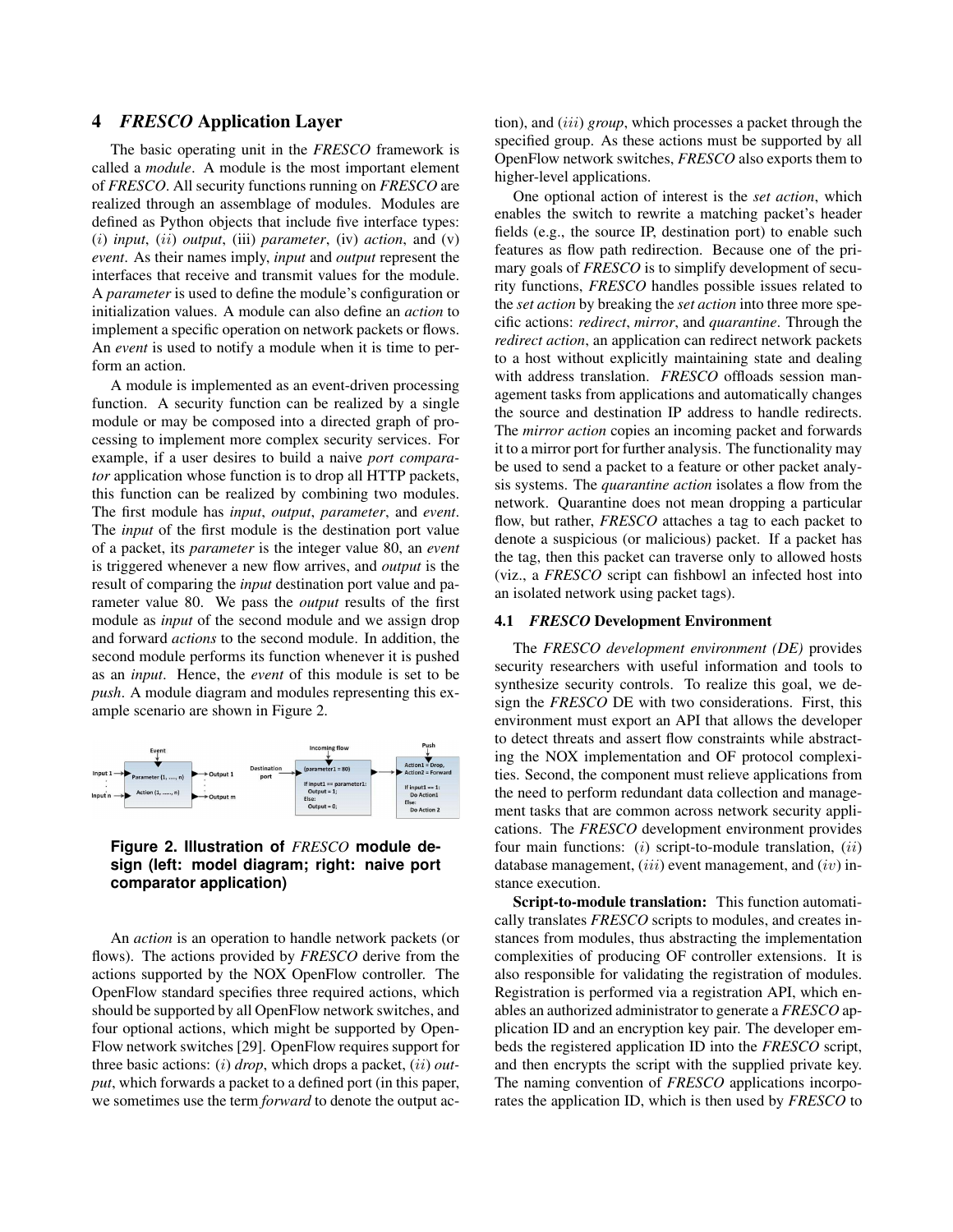## 4 *FRESCO* Application Layer

The basic operating unit in the *FRESCO* framework is called a *module*. A module is the most important element of *FRESCO*. All security functions running on *FRESCO* are realized through an assemblage of modules. Modules are defined as Python objects that include five interface types: ($i$) *input*, ($ii$) *output*, (iii) *parameter*, (iv) *action*, and (v) *event*. As their names imply, *input* and *output* represent the interfaces that receive and transmit values for the module. A *parameter* is used to define the module's configuration or initialization values. A module can also define an *action* to implement a specific operation on network packets or flows. An *event* is used to notify a module when it is time to perform an action.

A module is implemented as an event-driven processing function. A security function can be realized by a single module or may be composed into a directed graph of processing to implement more complex security services. For example, if a user desires to build a naive *port comparator* application whose function is to drop all HTTP packets, this function can be realized by combining two modules. The first module has *input*, *output*, *parameter*, and *event*. The *input* of the first module is the destination port value of a packet, its *parameter* is the integer value 80, an *event* is triggered whenever a new flow arrives, and *output* is the result of comparing the *input* destination port value and parameter value 80. We pass the *output* results of the first module as *input* of the second module and we assign drop and forward *actions* to the second module. In addition, the second module performs its function whenever it is pushed as an *input*. Hence, the *event* of this module is set to be *push*. A module diagram and modules representing this example scenario are shown in Figure 2.

**Figure 2. Illustration of *FRESCO* module design (left: model diagram; right: naive port comparator application)**

An *action* is an operation to handle network packets (or flows). The actions provided by *FRESCO* derive from the actions supported by the NOX OpenFlow controller. The OpenFlow standard specifies three required actions, which should be supported by all OpenFlow network switches, and four optional actions, which might be supported by OpenFlow network switches [29]. OpenFlow requires support for three basic actions: ($i$) *drop*, which drops a packet, ($ii$) *output*, which forwards a packet to a defined port (in this paper, we sometimes use the term *forward* to denote the output action), and ($iii$) *group*, which processes a packet through the specified group. As these actions must be supported by all OpenFlow network switches, *FRESCO* also exports them to higher-level applications.

One optional action of interest is the *set action*, which enables the switch to rewrite a matching packet's header fields (e.g., the source IP, destination port) to enable such features as flow path redirection. Because one of the primary goals of *FRESCO* is to simplify development of security functions, *FRESCO* handles possible issues related to the *set action* by breaking the *set action* into three more specific actions: *redirect*, *mirror*, and *quarantine*. Through the *redirect action*, an application can redirect network packets to a host without explicitly maintaining state and dealing with address translation. *FRESCO* offloads session management tasks from applications and automatically changes the source and destination IP address to handle redirects. The *mirror action* copies an incoming packet and forwards it to a mirror port for further analysis. The functionality may be used to send a packet to a feature or other packet analysis systems. The *quarantine action* isolates a flow from the network. Quarantine does not mean dropping a particular flow, but rather, *FRESCO* attaches a tag to each packet to denote a suspicious (or malicious) packet. If a packet has the tag, then this packet can traverse only to allowed hosts (viz., a *FRESCO* script can fishbowl an infected host into an isolated network using packet tags).

### 4.1 *FRESCO* Development Environment

The *FRESCO development environment (DE)* provides security researchers with useful information and tools to synthesize security controls. To realize this goal, we design the *FRESCO* DE with two considerations. First, this environment must export an API that allows the developer to detect threats and assert flow constraints while abstracting the NOX implementation and OF protocol complexities. Second, the component must relieve applications from the need to perform redundant data collection and management tasks that are common across network security applications. The *FRESCO* development environment provides four main functions: ($i$) script-to-module translation, ($ii$) database management, ($iii$) event management, and ($iv$) instance execution.

**Script-to-module translation:** This function automatically translates *FRESCO* scripts to modules, and creates instances from modules, thus abstracting the implementation complexities of producing OF controller extensions. It is also responsible for validating the registration of modules. Registration is performed via a registration API, which enables an authorized administrator to generate a *FRESCO* application ID and an encryption key pair. The developer embeds the registered application ID into the *FRESCO* script, and then encrypts the script with the supplied private key. The naming convention of *FRESCO* applications incorporates the application ID, which is then used by *FRESCO* to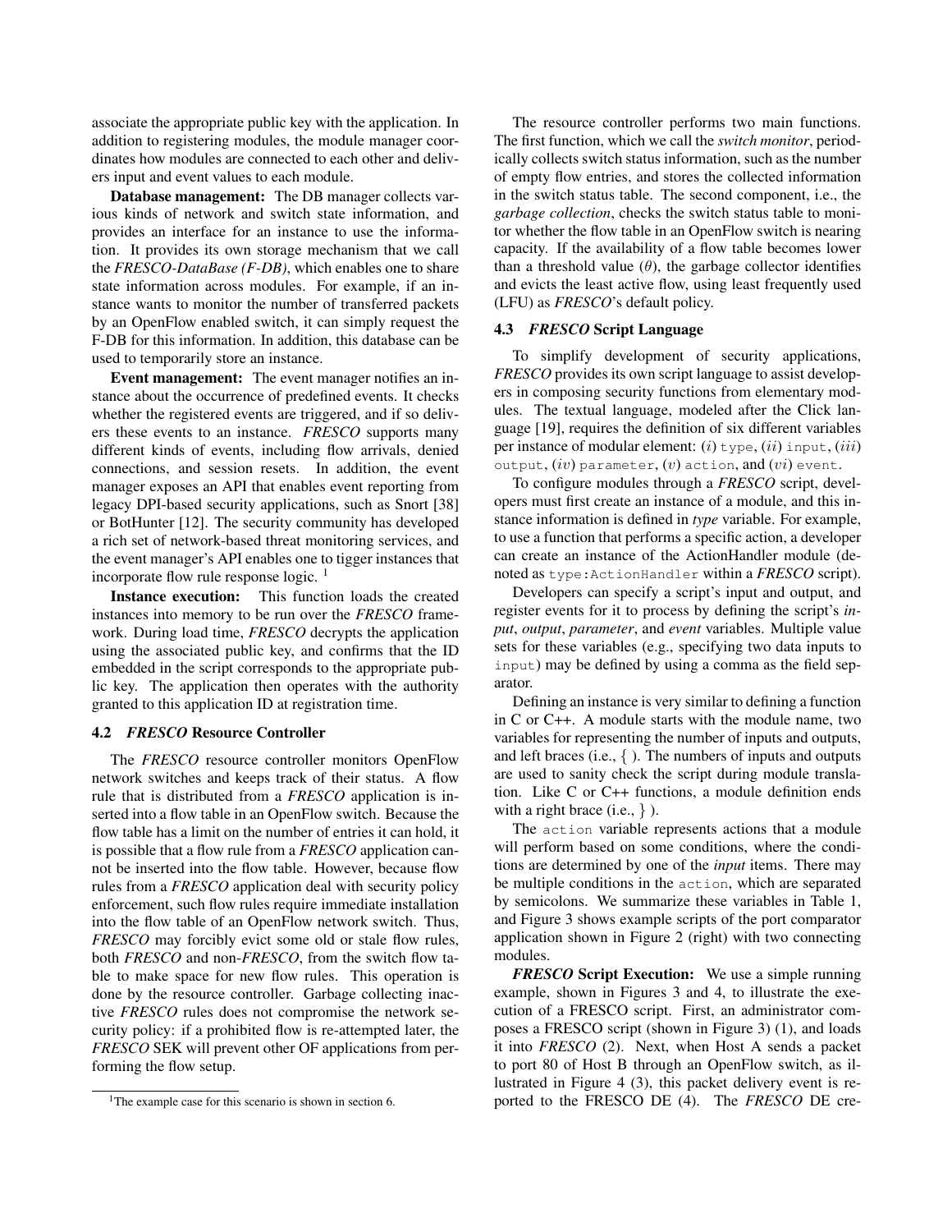associate the appropriate public key with the application. In addition to registering modules, the module manager coordinates how modules are connected to each other and delivers input and event values to each module.

**Database management:** The DB manager collects various kinds of network and switch state information, and provides an interface for an instance to use the information. It provides its own storage mechanism that we call the *FRESCO-DataBase (F-DB)*, which enables one to share state information across modules. For example, if an instance wants to monitor the number of transferred packets by an OpenFlow enabled switch, it can simply request the F-DB for this information. In addition, this database can be used to temporarily store an instance.

**Event management:** The event manager notifies an instance about the occurrence of predefined events. It checks whether the registered events are triggered, and if so delivers these events to an instance. *FRESCO* supports many different kinds of events, including flow arrivals, denied connections, and session resets. In addition, the event manager exposes an API that enables event reporting from legacy DPI-based security applications, such as Snort [38] or BotHunter [12]. The security community has developed a rich set of network-based threat monitoring services, and the event manager's API enables one to tigger instances that incorporate flow rule response logic. [1]

**Instance execution:** This function loads the created instances into memory to be run over the *FRESCO* framework. During load time, *FRESCO* decrypts the application using the associated public key, and confirms that the ID embedded in the script corresponds to the appropriate public key. The application then operates with the authority granted to this application ID at registration time.

### 4.2 *FRESCO* Resource Controller

The *FRESCO* resource controller monitors OpenFlow network switches and keeps track of their status. A flow rule that is distributed from a *FRESCO* application is inserted into a flow table in an OpenFlow switch. Because the flow table has a limit on the number of entries it can hold, it is possible that a flow rule from a *FRESCO* application cannot be inserted into the flow table. However, because flow rules from a *FRESCO* application deal with security policy enforcement, such flow rules require immediate installation into the flow table of an OpenFlow network switch. Thus, *FRESCO* may forcibly evict some old or stale flow rules, both *FRESCO* and non-*FRESCO*, from the switch flow table to make space for new flow rules. This operation is done by the resource controller. Garbage collecting inactive *FRESCO* rules does not compromise the network security policy: if a prohibited flow is re-attempted later, the *FRESCO* SEK will prevent other OF applications from performing the flow setup.

[1] The example case for this scenario is shown in section 6.

The resource controller performs two main functions. The first function, which we call the *switch monitor*, periodically collects switch status information, such as the number of empty flow entries, and stores the collected information in the switch status table. The second component, i.e., the *garbage collection*, checks the switch status table to monitor whether the flow table in an OpenFlow switch is nearing capacity. If the availability of a flow table becomes lower than a threshold value ($\theta$), the garbage collector identifies and evicts the least active flow, using least frequently used (LFU) as *FRESCO*'s default policy.

### 4.3 *FRESCO* Script Language

To simplify development of security applications, *FRESCO* provides its own script language to assist developers in composing security functions from elementary modules. The textual language, modeled after the Click language [19], requires the definition of six different variables per instance of modular element: $(i)$ `type`, $(ii)$ `input`, $(iii)$ `output`, $(iv)$ `parameter`, $(v)$ `action`, and $(vi)$ `event`.

To configure modules through a *FRESCO* script, developers must first create an instance of a module, and this instance information is defined in *type* variable. For example, to use a function that performs a specific action, a developer can create an instance of the ActionHandler module (denoted as `type:ActionHandler` within a *FRESCO* script).

Developers can specify a script's input and output, and register events for it to process by defining the script's *input*, *output*, *parameter*, and *event* variables. Multiple value sets for these variables (e.g., specifying two data inputs to `input`) may be defined by using a comma as the field separator.

Defining an instance is very similar to defining a function in C or C++. A module starts with the module name, two variables for representing the number of inputs and outputs, and left braces (i.e., { ). The numbers of inputs and outputs are used to sanity check the script during module translation. Like C or C++ functions, a module definition ends with a right brace (i.e., } ).

The `action` variable represents actions that a module will perform based on some conditions, where the conditions are determined by one of the *input* items. There may be multiple conditions in the `action`, which are separated by semicolons. We summarize these variables in Table 1, and Figure 3 shows example scripts of the port comparator application shown in Figure 2 (right) with two connecting modules.

***FRESCO* Script Execution:** We use a simple running example, shown in Figures 3 and 4, to illustrate the execution of a FRESCO script. First, an administrator composes a FRESCO script (shown in Figure 3) (1), and loads it into *FRESCO* (2). Next, when Host A sends a packet to port 80 of Host B through an OpenFlow switch, as illustrated in Figure 4 (3), this packet delivery event is reported to the FRESCO DE (4). The *FRESCO* DE cre-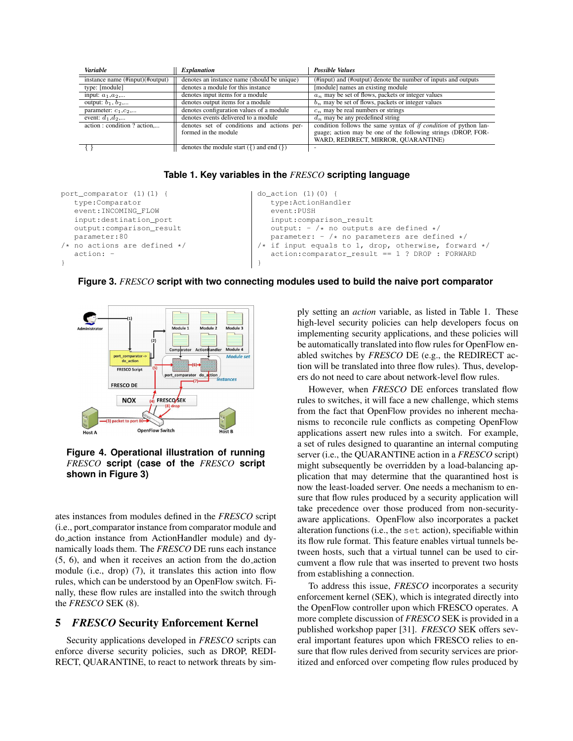| *Variable* | *Explanation* | *Possible Values* |
|---|---|---|
| instance name (#input)(#output) | denotes an instance name (should be unique) | (#input) and (#output) denote the number of inputs and outputs |
| type: [module] | denotes a module for this instance | [module] names an existing module |
| input: $a_1$,$a_2$,... | denotes input items for a module | $a_n$ may be set of flows, packets or integer values |
| output: $b_1$, $b_2$,... | denotes output items for a module | $b_n$ may be set of flows, packets or integer values |
| parameter: $c_1$,$c_2$,... | denotes configuration values of a module | $c_n$ may be real numbers or strings |
| event: $d_1$,$d_2$,... | denotes events delivered to a module | $d_n$ may be any predefined string |
| action : condition ? action,... | denotes set of conditions and actions performed in the module | condition follows the same syntax of *if condition* of python language; action may be one of the following strings (DROP, FORWARD, REDIRECT, MIRROR, QUARANTINE) |
| { } | denotes the module start ({) and end (}) | - |

**Table 1. Key variables in the *FRESCO* scripting language**

```
port_comparator (1)(1) {
    type:Comparator
    event:INCOMING_FLOW
    input:destination_port
    output:comparison_result
    parameter:80
/* no actions are defined */
    action: -
}
```

```
do_action (1)(0) {
    type:ActionHandler
    event:PUSH
    input:comparison_result
    output: - /* no outputs are defined */
    parameter: - /* no parameters are defined */
/* if input equals to 1, drop, otherwise, forward */
    action:comparator_result == 1 ? DROP : FORWARD
}
```

**Figure 3. *FRESCO* script with two connecting modules used to build the naive port comparator**

**Figure 4. Operational illustration of running *FRESCO* script (case of the *FRESCO* script shown in Figure 3)**

ates instances from modules defined in the *FRESCO* script (i.e., port_comparator instance from comparator module and do_action instance from ActionHandler module) and dynamically loads them. The *FRESCO* DE runs each instance (5, 6), and when it receives an action from the do_action module (i.e., drop) (7), it translates this action into flow rules, which can be understood by an OpenFlow switch. Finally, these flow rules are installed into the switch through the *FRESCO* SEK (8).

## 5 *FRESCO* Security Enforcement Kernel

Security applications developed in *FRESCO* scripts can enforce diverse security policies, such as DROP, REDIRECT, QUARANTINE, to react to network threats by simply setting an *action* variable, as listed in Table 1. These high-level security policies can help developers focus on implementing security applications, and these policies will be automatically translated into flow rules for OpenFlow enabled switches by *FRESCO* DE (e.g., the REDIRECT action will be translated into three flow rules). Thus, developers do not need to care about network-level flow rules.

However, when *FRESCO* DE enforces translated flow rules to switches, it will face a new challenge, which stems from the fact that OpenFlow provides no inherent mechanisms to reconcile rule conflicts as competing OpenFlow applications assert new rules into a switch. For example, a set of rules designed to quarantine an internal computing server (i.e., the QUARANTINE action in a *FRESCO* script) might subsequently be overridden by a load-balancing application that may determine that the quarantined host is now the least-loaded server. One needs a mechanism to ensure that flow rules produced by a security application will take precedence over those produced from non-security-aware applications. OpenFlow also incorporates a packet alteration functions (i.e., the `set` action), specifiable within its flow rule format. This feature enables virtual tunnels between hosts, such that a virtual tunnel can be used to circumvent a flow rule that was inserted to prevent two hosts from establishing a connection.

To address this issue, *FRESCO* incorporates a security enforcement kernel (SEK), which is integrated directly into the OpenFlow controller upon which FRESCO operates. A more complete discussion of *FRESCO* SEK is provided in a published workshop paper [31]. *FRESCO* SEK offers several important features upon which FRESCO relies to ensure that flow rules derived from security services are prioritized and enforced over competing flow rules produced by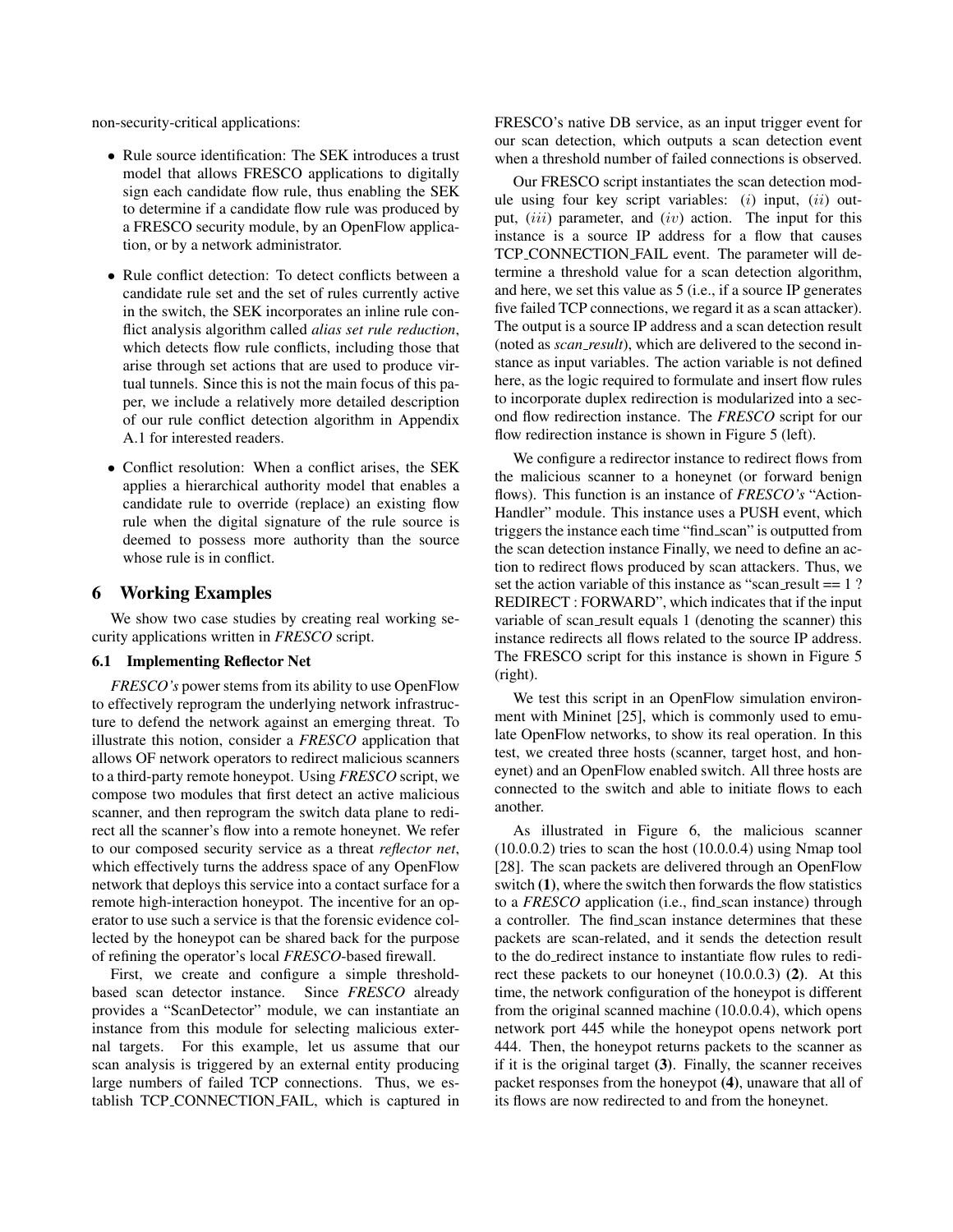non-security-critical applications:

- Rule source identification: The SEK introduces a trust model that allows FRESCO applications to digitally sign each candidate flow rule, thus enabling the SEK to determine if a candidate flow rule was produced by a FRESCO security module, by an OpenFlow application, or by a network administrator.
- Rule conflict detection: To detect conflicts between a candidate rule set and the set of rules currently active in the switch, the SEK incorporates an inline rule conflict analysis algorithm called *alias set rule reduction*, which detects flow rule conflicts, including those that arise through set actions that are used to produce virtual tunnels. Since this is not the main focus of this paper, we include a relatively more detailed description of our rule conflict detection algorithm in Appendix A.1 for interested readers.
- Conflict resolution: When a conflict arises, the SEK applies a hierarchical authority model that enables a candidate rule to override (replace) an existing flow rule when the digital signature of the rule source is deemed to possess more authority than the source whose rule is in conflict.

## 6 Working Examples

We show two case studies by creating real working security applications written in *FRESCO* script.

### 6.1 Implementing Reflector Net

*FRESCO's* power stems from its ability to use OpenFlow to effectively reprogram the underlying network infrastructure to defend the network against an emerging threat. To illustrate this notion, consider a *FRESCO* application that allows OF network operators to redirect malicious scanners to a third-party remote honeypot. Using *FRESCO* script, we compose two modules that first detect an active malicious scanner, and then reprogram the switch data plane to redirect all the scanner's flow into a remote honeynet. We refer to our composed security service as a threat *reflector net*, which effectively turns the address space of any OpenFlow network that deploys this service into a contact surface for a remote high-interaction honeypot. The incentive for an operator to use such a service is that the forensic evidence collected by the honeypot can be shared back for the purpose of refining the operator's local *FRESCO*-based firewall.

First, we create and configure a simple threshold-based scan detector instance. Since *FRESCO* already provides a "ScanDetector" module, we can instantiate an instance from this module for selecting malicious external targets. For this example, let us assume that our scan analysis is triggered by an external entity producing large numbers of failed TCP connections. Thus, we establish TCP_CONNECTION_FAIL, which is captured in FRESCO's native DB service, as an input trigger event for our scan detection, which outputs a scan detection event when a threshold number of failed connections is observed.

Our FRESCO script instantiates the scan detection module using four key script variables: $(i)$ input, $(ii)$ output, $(iii)$ parameter, and $(iv)$ action. The input for this instance is a source IP address for a flow that causes TCP_CONNECTION_FAIL event. The parameter will determine a threshold value for a scan detection algorithm, and here, we set this value as 5 (i.e., if a source IP generates five failed TCP connections, we regard it as a scan attacker). The output is a source IP address and a scan detection result (noted as *scan_result*), which are delivered to the second instance as input variables. The action variable is not defined here, as the logic required to formulate and insert flow rules to incorporate duplex redirection is modularized into a second flow redirection instance. The *FRESCO* script for our flow redirection instance is shown in Figure 5 (left).

We configure a redirector instance to redirect flows from the malicious scanner to a honeynet (or forward benign flows). This function is an instance of *FRESCO's* "Action-Handler" module. This instance uses a PUSH event, which triggers the instance each time "find_scan" is outputted from the scan detection instance Finally, we need to define an action to redirect flows produced by scan attackers. Thus, we set the action variable of this instance as "scan_result == 1 ? REDIRECT : FORWARD", which indicates that if the input variable of scan_result equals 1 (denoting the scanner) this instance redirects all flows related to the source IP address. The FRESCO script for this instance is shown in Figure 5 (right).

We test this script in an OpenFlow simulation environment with Mininet [25], which is commonly used to emulate OpenFlow networks, to show its real operation. In this test, we created three hosts (scanner, target host, and honeynet) and an OpenFlow enabled switch. All three hosts are connected to the switch and able to initiate flows to each another.

As illustrated in Figure 6, the malicious scanner (10.0.0.2) tries to scan the host (10.0.0.4) using Nmap tool [28]. The scan packets are delivered through an OpenFlow switch **(1)**, where the switch then forwards the flow statistics to a *FRESCO* application (i.e., find_scan instance) through a controller. The find_scan instance determines that these packets are scan-related, and it sends the detection result to the do_redirect instance to instantiate flow rules to redirect these packets to our honeynet (10.0.0.3) **(2)**. At this time, the network configuration of the honeypot is different from the original scanned machine (10.0.0.4), which opens network port 445 while the honeypot opens network port 444. Then, the honeypot returns packets to the scanner as if it is the original target **(3)**. Finally, the scanner receives packet responses from the honeypot **(4)**, unaware that all of its flows are now redirected to and from the honeynet.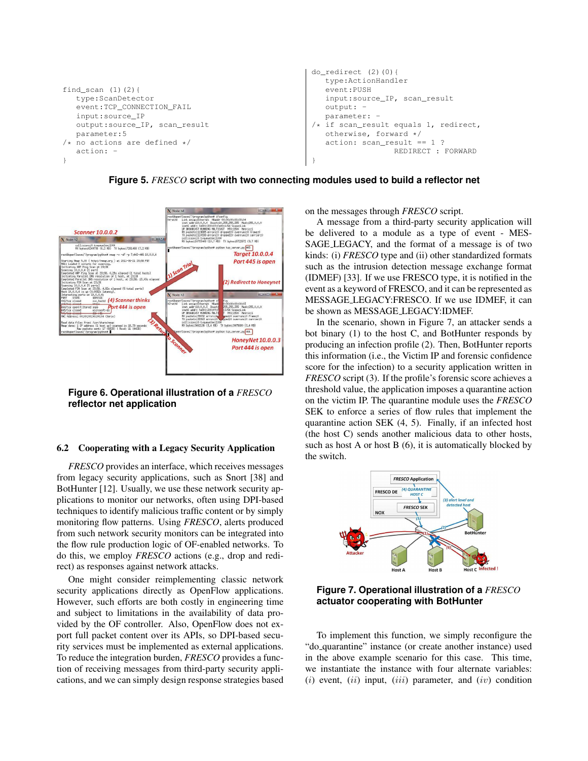```
find_scan (1)(2){
   type:ScanDetector
   event:TCP_CONNECTION_FAIL
   input:source_IP
   output:source_IP, scan_result
   parameter:5
/* no actions are defined */
   action: -
}
```

```
do_redirect (2)(0){
   type:ActionHandler
   event:PUSH
   input:source_IP, scan_result
   output: -
   parameter: -
/* if scan_result equals 1, redirect,
   otherwise, forward */
   action: scan_result == 1 ?
                 REDIRECT : FORWARD
}
```

**Figure 5. *FRESCO* script with two connecting modules used to build a reflector net**

**Figure 6. Operational illustration of a *FRESCO* reflector net application**

### 6.2 Cooperating with a Legacy Security Application

*FRESCO* provides an interface, which receives messages from legacy security applications, such as Snort [38] and BotHunter [12]. Usually, we use these network security applications to monitor our networks, often using DPI-based techniques to identify malicious traffic content or by simply monitoring flow patterns. Using *FRESCO*, alerts produced from such network security monitors can be integrated into the flow rule production logic of OF-enabled networks. To do this, we employ *FRESCO* actions (e.g., drop and redirect) as responses against network attacks.

One might consider reimplementing classic network security applications directly as OpenFlow applications. However, such efforts are both costly in engineering time and subject to limitations in the availability of data provided by the OF controller. Also, OpenFlow does not export full packet content over its APIs, so DPI-based security services must be implemented as external applications. To reduce the integration burden, *FRESCO* provides a function of receiving messages from third-party security applications, and we can simply design response strategies based on the messages through *FRESCO* script.

A message from a third-party security application will be delivered to a module as a type of event - MESSAGE_LEGACY, and the format of a message is of two kinds: (i) *FRESCO* type and (ii) other standardized formats such as the intrusion detection message exchange format (IDMEF) [33]. If we use FRESCO type, it is notified in the event as a keyword of FRESCO, and it can be represented as MESSAGE_LEGACY:FRESCO. If we use IDMEF, it can be shown as MESSAGE_LEGACY:IDMEF.

In the scenario, shown in Figure 7, an attacker sends a bot binary (1) to the host C, and BotHunter responds by producing an infection profile (2). Then, BotHunter reports this information (i.e., the Victim IP and forensic confidence score for the infection) to a security application written in *FRESCO* script (3). If the profile's forensic score achieves a threshold value, the application imposes a quarantine action on the victim IP. The quarantine module uses the *FRESCO* SEK to enforce a series of flow rules that implement the quarantine action SEK (4, 5). Finally, if an infected host (the host C) sends another malicious data to other hosts, such as host A or host B (6), it is automatically blocked by the switch.

**Figure 7. Operational illustration of a *FRESCO* actuator cooperating with BotHunter**

To implement this function, we simply reconfigure the "do_quarantine" instance (or create another instance) used in the above example scenario for this case. This time, we instantiate the instance with four alternate variables: $(i)$ event, $(ii)$ input, $(iii)$ parameter, and $(iv)$ condition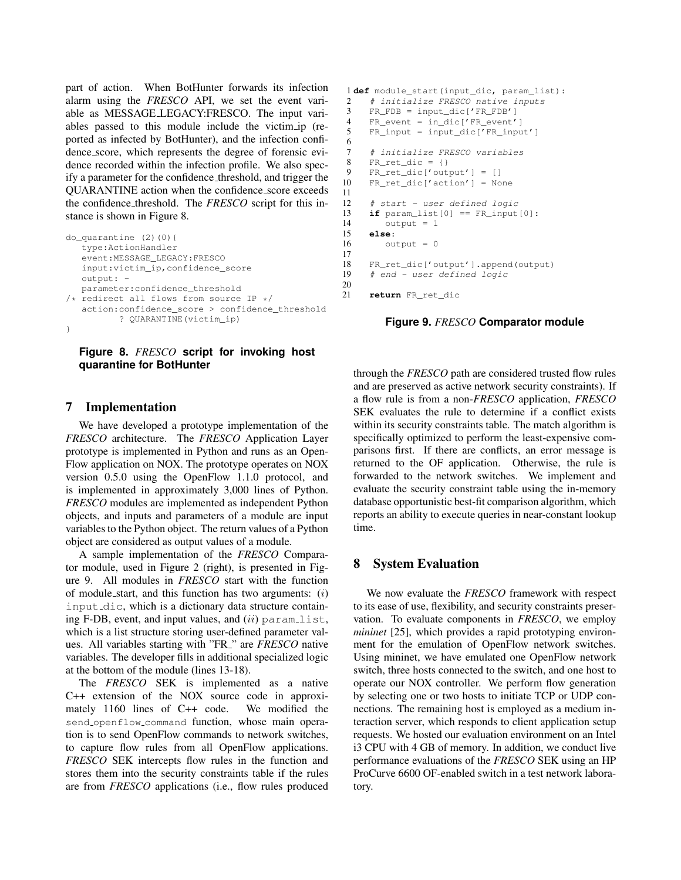part of action. When BotHunter forwards its infection alarm using the *FRESCO* API, we set the event variable as MESSAGE_LEGACY:FRESCO. The input variables passed to this module include the victim_ip (reported as infected by BotHunter), and the infection confidence_score, which represents the degree of forensic evidence recorded within the infection profile. We also specify a parameter for the confidence_threshold, and trigger the QUARANTINE action when the confidence_score exceeds the confidence_threshold. The *FRESCO* script for this instance is shown in Figure 8.

```
do_quarantine (2)(0){
   type:ActionHandler
   event:MESSAGE_LEGACY:FRESCO
   input:victim_ip,confidence_score
   output: -
   parameter:confidence_threshold
/* redirect all flows from source IP */
   action:confidence_score > confidence_threshold
          ? QUARANTINE(victim_ip)
}
```

**Figure 8.** ***FRESCO*** **script for invoking host quarantine for BotHunter**

## 7 Implementation

We have developed a prototype implementation of the *FRESCO* architecture. The *FRESCO* Application Layer prototype is implemented in Python and runs as an OpenFlow application on NOX. The prototype operates on NOX version 0.5.0 using the OpenFlow 1.1.0 protocol, and is implemented in approximately 3,000 lines of Python. *FRESCO* modules are implemented as independent Python objects, and inputs and parameters of a module are input variables to the Python object. The return values of a Python object are considered as output values of a module.

A sample implementation of the *FRESCO* Comparator module, used in Figure 2 (right), is presented in Figure 9. All modules in *FRESCO* start with the function of module_start, and this function has two arguments: $(i)$ `input_dic`, which is a dictionary data structure containing F-DB, event, and input values, and $(ii)$ `param_list`, which is a list structure storing user-defined parameter values. All variables starting with "FR_" are *FRESCO* native variables. The developer fills in additional specialized logic at the bottom of the module (lines 13-18).

The *FRESCO* SEK is implemented as a native C++ extension of the NOX source code in approximately 1160 lines of C++ code. We modified the `send_openflow_command` function, whose main operation is to send OpenFlow commands to network switches, to capture flow rules from all OpenFlow applications. *FRESCO* SEK intercepts flow rules in the function and stores them into the security constraints table if the rules are from *FRESCO* applications (i.e., flow rules produced through the *FRESCO* path are considered trusted flow rules and are preserved as active network security constraints). If a flow rule is from a non-*FRESCO* application, *FRESCO* SEK evaluates the rule to determine if a conflict exists within its security constraints table. The match algorithm is specifically optimized to perform the least-expensive comparisons first. If there are conflicts, an error message is returned to the OF application. Otherwise, the rule is forwarded to the network switches. We implement and evaluate the security constraint table using the in-memory database opportunistic best-fit comparison algorithm, which reports an ability to execute queries in near-constant lookup time.

```
1 def module_start(input_dic, param_list):
2    # initialize FRESCO native inputs
3    FR_FDB = input_dic['FR_FDB']
4    FR_event = in_dic['FR_event']
5    FR_input = input_dic['FR_input']
6
7    # initialize FRESCO variables
8    FR_ret_dic = {}
9    FR_ret_dic['output'] = []
10   FR_ret_dic['action'] = None
11
12   # start - user defined logic
13   if param_list[0] == FR_input[0]:
14      output = 1
15   else:
16      output = 0
17
18   FR_ret_dic['output'].append(output)
19   # end - user defined logic
20
21   return FR_ret_dic
```

**Figure 9.** ***FRESCO*** **Comparator module**

## 8 System Evaluation

We now evaluate the *FRESCO* framework with respect to its ease of use, flexibility, and security constraints preservation. To evaluate components in *FRESCO*, we employ *mininet* [25], which provides a rapid prototyping environment for the emulation of OpenFlow network switches. Using mininet, we have emulated one OpenFlow network switch, three hosts connected to the switch, and one host to operate our NOX controller. We perform flow generation by selecting one or two hosts to initiate TCP or UDP connections. The remaining host is employed as a medium interaction server, which responds to client application setup requests. We hosted our evaluation environment on an Intel i3 CPU with 4 GB of memory. In addition, we conduct live performance evaluations of the *FRESCO* SEK using an HP ProCurve 6600 OF-enabled switch in a test network laboratory.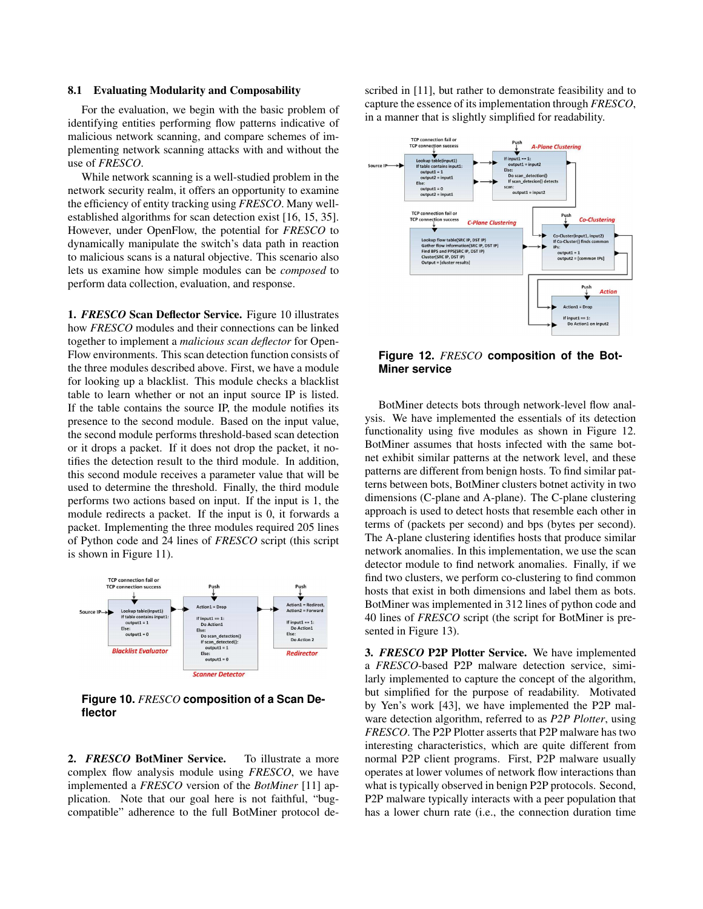### 8.1 Evaluating Modularity and Composability

For the evaluation, we begin with the basic problem of identifying entities performing flow patterns indicative of malicious network scanning, and compare schemes of implementing network scanning attacks with and without the use of *FRESCO*.

While network scanning is a well-studied problem in the network security realm, it offers an opportunity to examine the efficiency of entity tracking using *FRESCO*. Many well-established algorithms for scan detection exist [16, 15, 35]. However, under OpenFlow, the potential for *FRESCO* to dynamically manipulate the switch's data path in reaction to malicious scans is a natural objective. This scenario also lets us examine how simple modules can be *composed* to perform data collection, evaluation, and response.

**1. *FRESCO* Scan Deflector Service.** Figure 10 illustrates how *FRESCO* modules and their connections can be linked together to implement a *malicious scan deflector* for OpenFlow environments. This scan detection function consists of the three modules described above. First, we have a module for looking up a blacklist. This module checks a blacklist table to learn whether or not an input source IP is listed. If the table contains the source IP, the module notifies its presence to the second module. Based on the input value, the second module performs threshold-based scan detection or it drops a packet. If it does not drop the packet, it notifies the detection result to the third module. In addition, this second module receives a parameter value that will be used to determine the threshold. Finally, the third module performs two actions based on input. If the input is 1, the module redirects a packet. If the input is 0, it forwards a packet. Implementing the three modules required 205 lines of Python code and 24 lines of *FRESCO* script (this script is shown in Figure 11).

**Figure 10.** *FRESCO* **composition of a Scan Deflector**

**2. *FRESCO* BotMiner Service.** To illustrate a more complex flow analysis module using *FRESCO*, we have implemented a *FRESCO* version of the *BotMiner* [11] application. Note that our goal here is not faithful, "bug-compatible" adherence to the full BotMiner protocol described in [11], but rather to demonstrate feasibility and to capture the essence of its implementation through *FRESCO*, in a manner that is slightly simplified for readability.

**Figure 12.** *FRESCO* **composition of the BotMiner service**

BotMiner detects bots through network-level flow analysis. We have implemented the essentials of its detection functionality using five modules as shown in Figure 12. BotMiner assumes that hosts infected with the same botnet exhibit similar patterns at the network level, and these patterns are different from benign hosts. To find similar patterns between bots, BotMiner clusters botnet activity in two dimensions (C-plane and A-plane). The C-plane clustering approach is used to detect hosts that resemble each other in terms of (packets per second) and bps (bytes per second). The A-plane clustering identifies hosts that produce similar network anomalies. In this implementation, we use the scan detector module to find network anomalies. Finally, if we find two clusters, we perform co-clustering to find common hosts that exist in both dimensions and label them as bots. BotMiner was implemented in 312 lines of python code and 40 lines of *FRESCO* script (the script for BotMiner is presented in Figure 13).

**3. *FRESCO* P2P Plotter Service.** We have implemented a *FRESCO*-based P2P malware detection service, similarly implemented to capture the concept of the algorithm, but simplified for the purpose of readability. Motivated by Yen's work [43], we have implemented the P2P malware detection algorithm, referred to as *P2P Plotter*, using *FRESCO*. The P2P Plotter asserts that P2P malware has two interesting characteristics, which are quite different from normal P2P client programs. First, P2P malware usually operates at lower volumes of network flow interactions than what is typically observed in benign P2P protocols. Second, P2P malware typically interacts with a peer population that has a lower churn rate (i.e., the connection duration time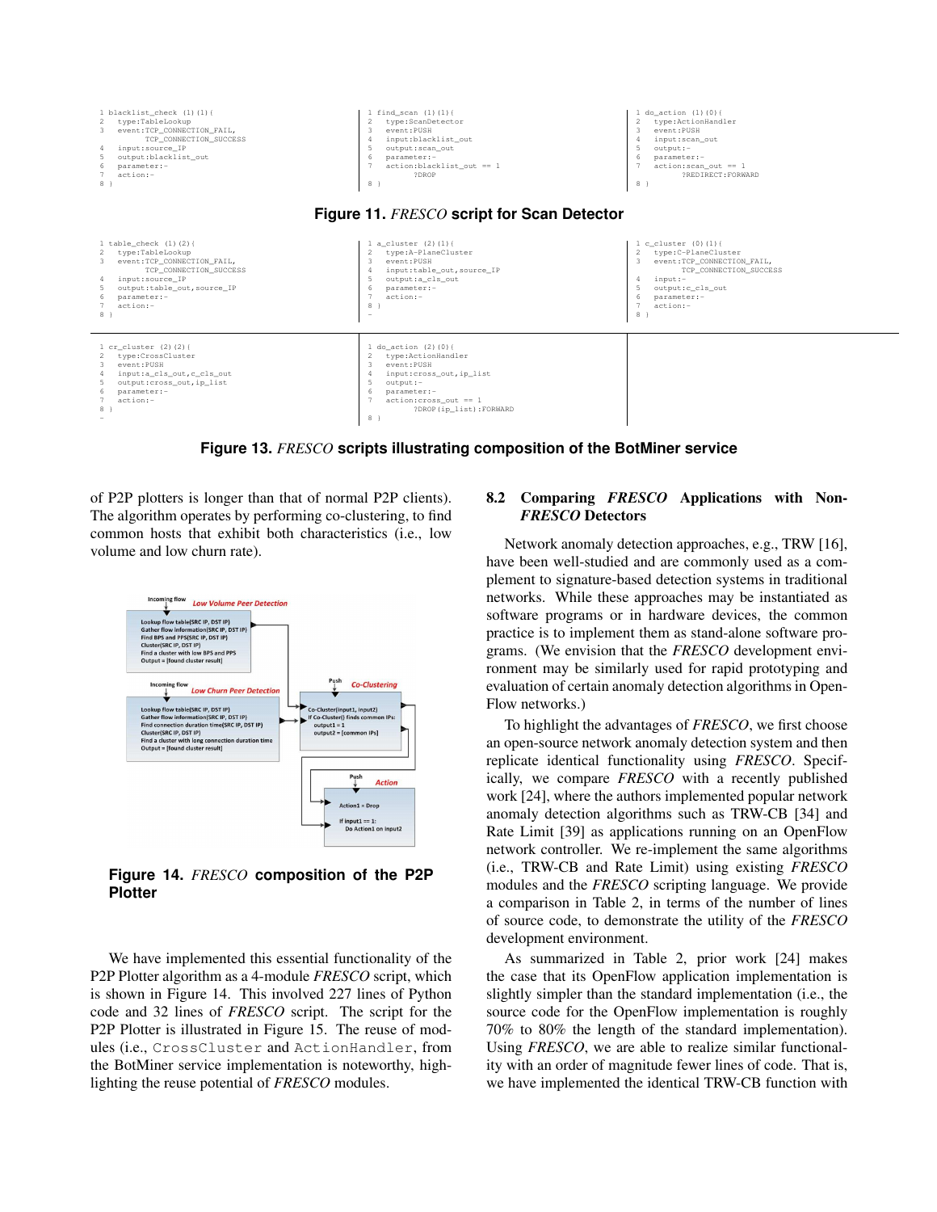```
1 blacklist_check (1)(1){
2   type:TableLookup
3   event:TCP_CONNECTION_FAIL,
        TCP_CONNECTION_SUCCESS
4   input:source_IP
5   output:blacklist_out
6   parameter:-
7   action:-
8 }
```

```
1 find_scan (1)(1){
2   type:ScanDetector
3   event:PUSH
4   input:blacklist_out
5   output:scan_out
6   parameter:-
7   action:blacklist_out == 1
        ?DROP
8 }
```

```
1 do_action (1)(0){
2   type:ActionHandler
3   event:PUSH
4   input:scan_out
5   output:-
6   parameter:-
7   action:scan_out == 1
        ?REDIRECT:FORWARD
8 }
```

**Figure 11.** ***FRESCO*** **script for Scan Detector**

```
1 table_check (1)(2){
2   type:TableLookup
3   event:TCP_CONNECTION_FAIL,
        TCP_CONNECTION_SUCCESS
4   input:source_IP
5   output:table_out,source_IP
6   parameter:-
7   action:-
8 }
```

```
1 a_cluster (2)(1){
2   type:A-PlaneCluster
3   event:PUSH
4   input:table_out,source_IP
5   output:a_cls_out
6   parameter:-
7   action:-
8 }
-
```

```
1 c_cluster (0)(1){
2   type:C-PlaneCluster
3   event:TCP_CONNECTION_FAIL,
        TCP_CONNECTION_SUCCESS
4   input:-
5   output:c_cls_out
6   parameter:-
7   action:-
8 }
```

```
1 cr_cluster (2)(2){
2   type:CrossCluster
3   event:PUSH
4   input:a_cls_out,c_cls_out
5   output:cross_out,ip_list
6   parameter:-
7   action:-
8 }
-
```

```
1 do_action (2)(0){
2   type:ActionHandler
3   event:PUSH
4   input:cross_out,ip_list
5   output:-
6   parameter:-
7   action:cross_out == 1
        ?DROP(ip_list):FORWARD
8 }
```

**Figure 13.** ***FRESCO*** **scripts illustrating composition of the BotMiner service**

of P2P plotters is longer than that of normal P2P clients). The algorithm operates by performing co-clustering, to find common hosts that exhibit both characteristics (i.e., low volume and low churn rate).

**Figure 14.** ***FRESCO*** **composition of the P2P Plotter**

We have implemented this essential functionality of the P2P Plotter algorithm as a 4-module *FRESCO* script, which is shown in Figure 14. This involved 227 lines of Python code and 32 lines of *FRESCO* script. The script for the P2P Plotter is illustrated in Figure 15. The reuse of modules (i.e., `CrossCluster` and `ActionHandler`, from the BotMiner service implementation is noteworthy, highlighting the reuse potential of *FRESCO* modules.

## 8.2 Comparing *FRESCO* Applications with Non-*FRESCO* Detectors

Network anomaly detection approaches, e.g., TRW [16], have been well-studied and are commonly used as a complement to signature-based detection systems in traditional networks. While these approaches may be instantiated as software programs or in hardware devices, the common practice is to implement them as stand-alone software programs. (We envision that the *FRESCO* development environment may be similarly used for rapid prototyping and evaluation of certain anomaly detection algorithms in OpenFlow networks.)

To highlight the advantages of *FRESCO*, we first choose an open-source network anomaly detection system and then replicate identical functionality using *FRESCO*. Specifically, we compare *FRESCO* with a recently published work [24], where the authors implemented popular network anomaly detection algorithms such as TRW-CB [34] and Rate Limit [39] as applications running on an OpenFlow network controller. We re-implement the same algorithms (i.e., TRW-CB and Rate Limit) using existing *FRESCO* modules and the *FRESCO* scripting language. We provide a comparison in Table 2, in terms of the number of lines of source code, to demonstrate the utility of the *FRESCO* development environment.

As summarized in Table 2, prior work [24] makes the case that its OpenFlow application implementation is slightly simpler than the standard implementation (i.e., the source code for the OpenFlow implementation is roughly 70% to 80% the length of the standard implementation). Using *FRESCO*, we are able to realize similar functionality with an order of magnitude fewer lines of code. That is, we have implemented the identical TRW-CB function with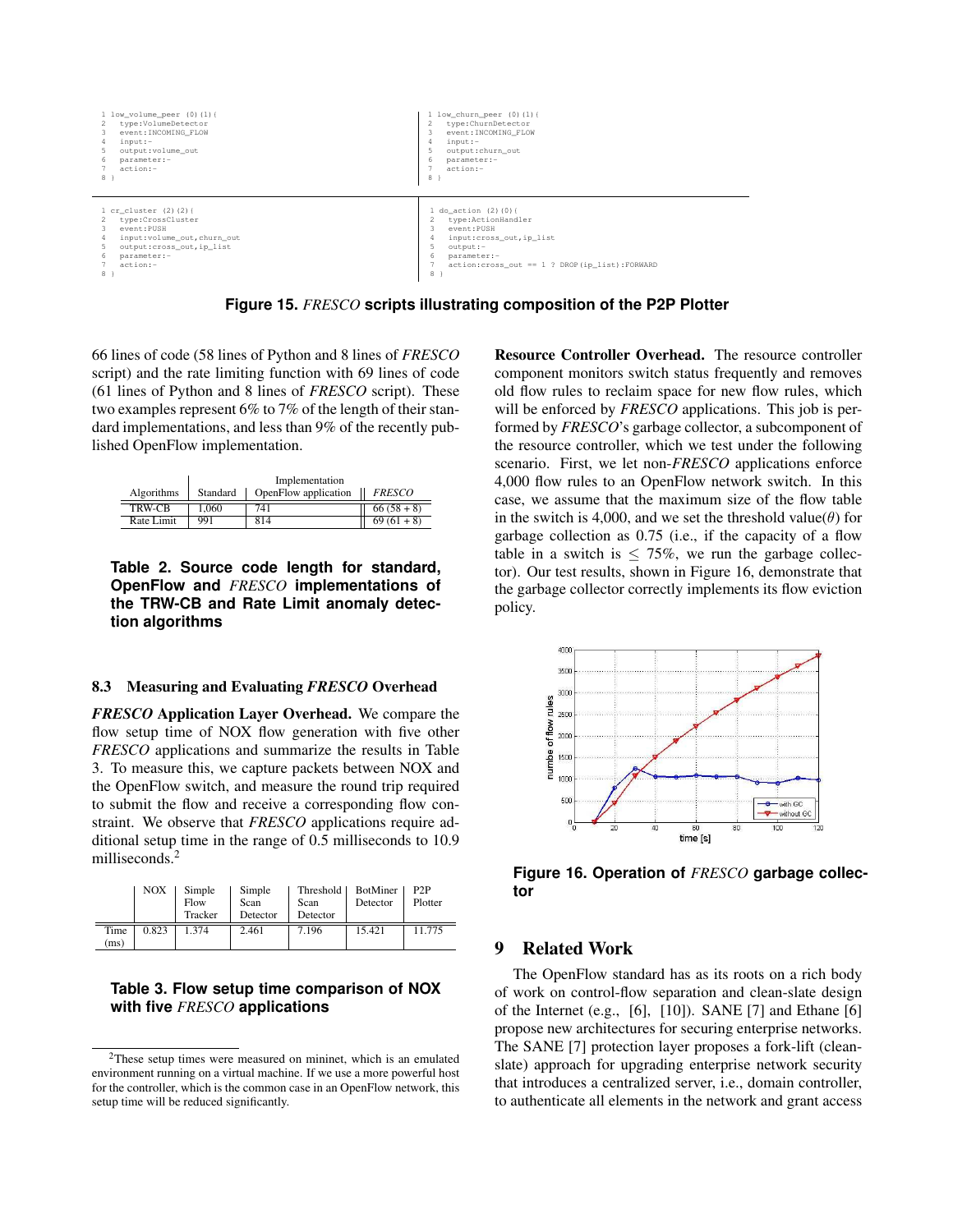```
1 low_volume_peer (0)(1){
2   type:VolumeDetector
3   event:INCOMING_FLOW
4   input:-
5   output:volume_out
6   parameter:-
7   action:-
8 }
```

```
1 low_churn_peer (0)(1){
2   type:ChurnDetector
3   event:INCOMING_FLOW
4   input:-
5   output:churn_out
6   parameter:-
7   action:-
8 }
```

```
1 cr_cluster (2)(2){
2   type:CrossCluster
3   event:PUSH
4   input:volume_out,churn_out
5   output:cross_out,ip_list
6   parameter:-
7   action:-
8 }
```

```
1 do_action (2)(0){
2   type:ActionHandler
3   event:PUSH
4   input:cross_out,ip_list
5   output:-
6   parameter:-
7   action:cross_out == 1 ? DROP(ip_list):FORWARD
8 }
```

**Figure 15.** ***FRESCO*** **scripts illustrating composition of the P2P Plotter**

66 lines of code (58 lines of Python and 8 lines of *FRESCO* script) and the rate limiting function with 69 lines of code (61 lines of Python and 8 lines of *FRESCO* script). These two examples represent 6% to 7% of the length of their standard implementations, and less than 9% of the recently published OpenFlow implementation.

| Algorithms | Standard | OpenFlow application | *FRESCO* |
|---|---|---|---|
| | Implementation | | |
| TRW-CB | 1,060 | 741 | 66 (58 + 8) |
| Rate Limit | 991 | 814 | 69 (61 + 8) |

**Table 2. Source code length for standard, OpenFlow and** ***FRESCO*** **implementations of the TRW-CB and Rate Limit anomaly detection algorithms**

### 8.3 Measuring and Evaluating *FRESCO* Overhead

***FRESCO*** **Application Layer Overhead.** We compare the flow setup time of NOX flow generation with five other *FRESCO* applications and summarize the results in Table 3. To measure this, we capture packets between NOX and the OpenFlow switch, and measure the round trip required to submit the flow and receive a corresponding flow constraint. We observe that *FRESCO* applications require additional setup time in the range of 0.5 milliseconds to 10.9 milliseconds.[2]

| | NOX | Simple Flow Tracker | Simple Scan Detector | Threshold Scan Detector | BotMiner Detector | P2P Plotter |
|---|---|---|---|---|---|---|
| Time (ms) | 0.823 | 1.374 | 2.461 | 7.196 | 15.421 | 11.775 |

**Table 3. Flow setup time comparison of NOX with five** ***FRESCO*** **applications**

[2]These setup times were measured on mininet, which is an emulated environment running on a virtual machine. If we use a more powerful host for the controller, which is the common case in an OpenFlow network, this setup time will be reduced significantly.

**Resource Controller Overhead.** The resource controller component monitors switch status frequently and removes old flow rules to reclaim space for new flow rules, which will be enforced by *FRESCO* applications. This job is performed by *FRESCO*'s garbage collector, a subcomponent of the resource controller, which we test under the following scenario. First, we let non-*FRESCO* applications enforce 4,000 flow rules to an OpenFlow network switch. In this case, we assume that the maximum size of the flow table in the switch is 4,000, and we set the threshold value($\theta$) for garbage collection as 0.75 (i.e., if the capacity of a flow table in a switch is $\leq$ 75%, we run the garbage collector). Our test results, shown in Figure 16, demonstrate that the garbage collector correctly implements its flow eviction policy.

**Figure 16. Operation of** ***FRESCO*** **garbage collector**

## 9 Related Work

The OpenFlow standard has as its roots on a rich body of work on control-flow separation and clean-slate design of the Internet (e.g., [6], [10]). SANE [7] and Ethane [6] propose new architectures for securing enterprise networks. The SANE [7] protection layer proposes a fork-lift (clean-slate) approach for upgrading enterprise network security that introduces a centralized server, i.e., domain controller, to authenticate all elements in the network and grant access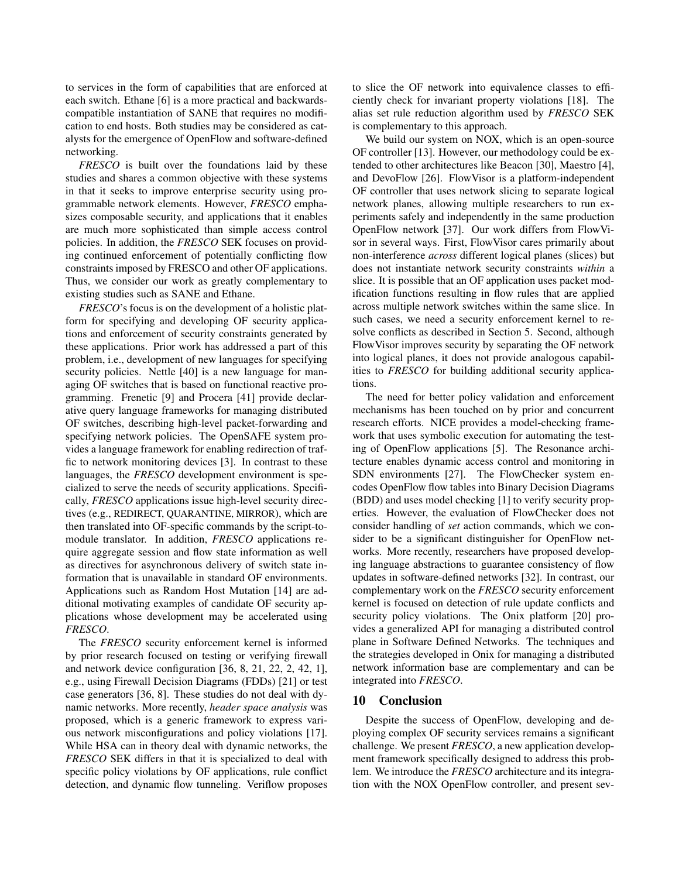to services in the form of capabilities that are enforced at each switch. Ethane [6] is a more practical and backwards-compatible instantiation of SANE that requires no modification to end hosts. Both studies may be considered as catalysts for the emergence of OpenFlow and software-defined networking.

*FRESCO* is built over the foundations laid by these studies and shares a common objective with these systems in that it seeks to improve enterprise security using programmable network elements. However, *FRESCO* emphasizes composable security, and applications that it enables are much more sophisticated than simple access control policies. In addition, the *FRESCO* SEK focuses on providing continued enforcement of potentially conflicting flow constraints imposed by FRESCO and other OF applications. Thus, we consider our work as greatly complementary to existing studies such as SANE and Ethane.

*FRESCO*'s focus is on the development of a holistic platform for specifying and developing OF security applications and enforcement of security constraints generated by these applications. Prior work has addressed a part of this problem, i.e., development of new languages for specifying security policies. Nettle [40] is a new language for managing OF switches that is based on functional reactive programming. Frenetic [9] and Procera [41] provide declarative query language frameworks for managing distributed OF switches, describing high-level packet-forwarding and specifying network policies. The OpenSAFE system provides a language framework for enabling redirection of traffic to network monitoring devices [3]. In contrast to these languages, the *FRESCO* development environment is specialized to serve the needs of security applications. Specifically, *FRESCO* applications issue high-level security directives (e.g., REDIRECT, QUARANTINE, MIRROR), which are then translated into OF-specific commands by the script-to-module translator. In addition, *FRESCO* applications require aggregate session and flow state information as well as directives for asynchronous delivery of switch state information that is unavailable in standard OF environments. Applications such as Random Host Mutation [14] are additional motivating examples of candidate OF security applications whose development may be accelerated using *FRESCO*.

The *FRESCO* security enforcement kernel is informed by prior research focused on testing or verifying firewall and network device configuration [36, 8, 21, 22, 2, 42, 1], e.g., using Firewall Decision Diagrams (FDDs) [21] or test case generators [36, 8]. These studies do not deal with dynamic networks. More recently, *header space analysis* was proposed, which is a generic framework to express various network misconfigurations and policy violations [17]. While HSA can in theory deal with dynamic networks, the *FRESCO* SEK differs in that it is specialized to deal with specific policy violations by OF applications, rule conflict detection, and dynamic flow tunneling. Veriflow proposes to slice the OF network into equivalence classes to efficiently check for invariant property violations [18]. The alias set rule reduction algorithm used by *FRESCO* SEK is complementary to this approach.

We build our system on NOX, which is an open-source OF controller [13]. However, our methodology could be extended to other architectures like Beacon [30], Maestro [4], and DevoFlow [26]. FlowVisor is a platform-independent OF controller that uses network slicing to separate logical network planes, allowing multiple researchers to run experiments safely and independently in the same production OpenFlow network [37]. Our work differs from FlowVisor in several ways. First, FlowVisor cares primarily about non-interference *across* different logical planes (slices) but does not instantiate network security constraints *within* a slice. It is possible that an OF application uses packet modification functions resulting in flow rules that are applied across multiple network switches within the same slice. In such cases, we need a security enforcement kernel to resolve conflicts as described in Section 5. Second, although FlowVisor improves security by separating the OF network into logical planes, it does not provide analogous capabilities to *FRESCO* for building additional security applications.

The need for better policy validation and enforcement mechanisms has been touched on by prior and concurrent research efforts. NICE provides a model-checking framework that uses symbolic execution for automating the testing of OpenFlow applications [5]. The Resonance architecture enables dynamic access control and monitoring in SDN environments [27]. The FlowChecker system encodes OpenFlow flow tables into Binary Decision Diagrams (BDD) and uses model checking [1] to verify security properties. However, the evaluation of FlowChecker does not consider handling of *set* action commands, which we consider to be a significant distinguisher for OpenFlow networks. More recently, researchers have proposed developing language abstractions to guarantee consistency of flow updates in software-defined networks [32]. In contrast, our complementary work on the *FRESCO* security enforcement kernel is focused on detection of rule update conflicts and security policy violations. The Onix platform [20] provides a generalized API for managing a distributed control plane in Software Defined Networks. The techniques and the strategies developed in Onix for managing a distributed network information base are complementary and can be integrated into *FRESCO*.

## 10 Conclusion

Despite the success of OpenFlow, developing and deploying complex OF security services remains a significant challenge. We present *FRESCO*, a new application development framework specifically designed to address this problem. We introduce the *FRESCO* architecture and its integration with the NOX OpenFlow controller, and present sev-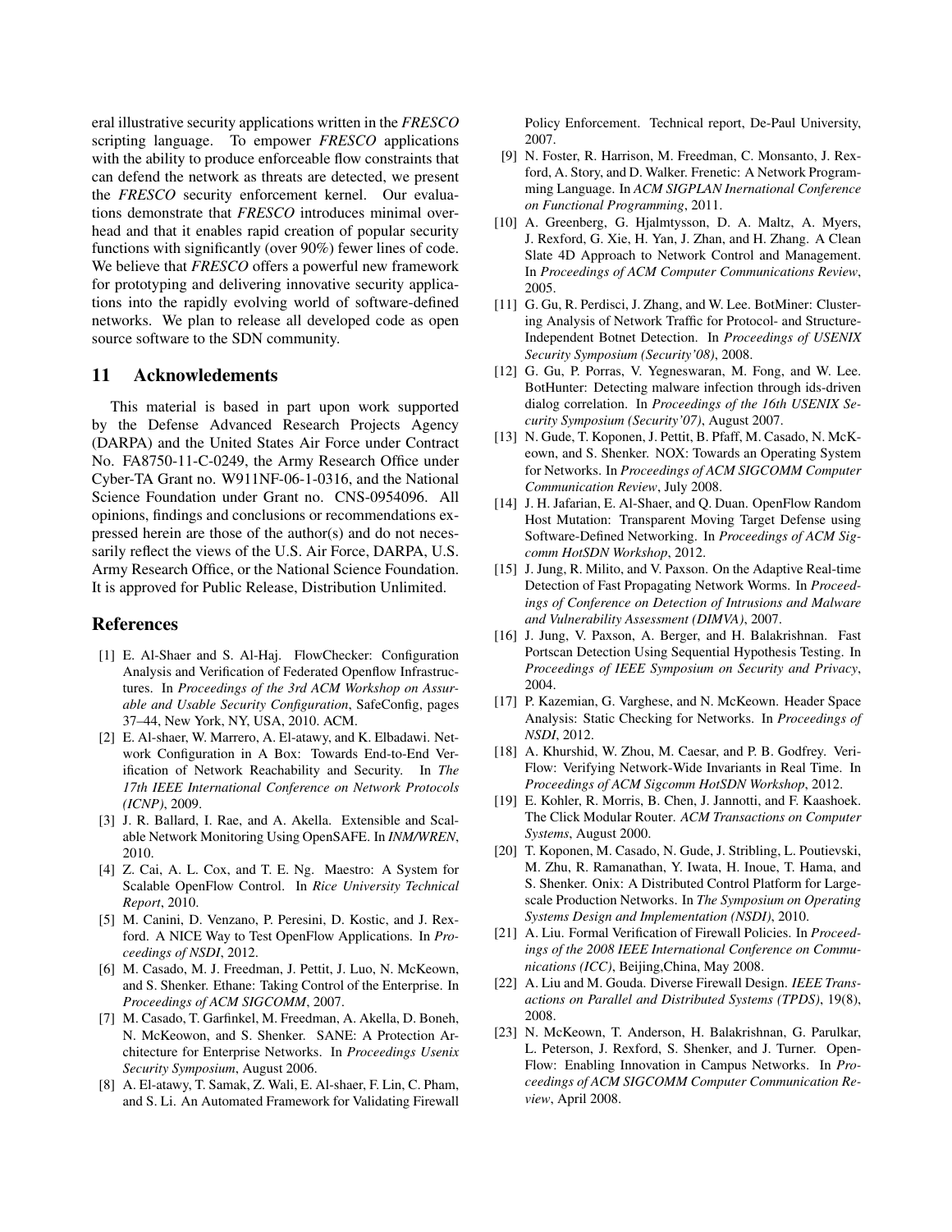eral illustrative security applications written in the *FRESCO* scripting language. To empower *FRESCO* applications with the ability to produce enforceable flow constraints that can defend the network as threats are detected, we present the *FRESCO* security enforcement kernel. Our evaluations demonstrate that *FRESCO* introduces minimal overhead and that it enables rapid creation of popular security functions with significantly (over 90%) fewer lines of code. We believe that *FRESCO* offers a powerful new framework for prototyping and delivering innovative security applications into the rapidly evolving world of software-defined networks. We plan to release all developed code as open source software to the SDN community.

## 11 Acknowledements

This material is based in part upon work supported by the Defense Advanced Research Projects Agency (DARPA) and the United States Air Force under Contract No. FA8750-11-C-0249, the Army Research Office under Cyber-TA Grant no. W911NF-06-1-0316, and the National Science Foundation under Grant no. CNS-0954096. All opinions, findings and conclusions or recommendations expressed herein are those of the author(s) and do not necessarily reflect the views of the U.S. Air Force, DARPA, U.S. Army Research Office, or the National Science Foundation. It is approved for Public Release, Distribution Unlimited.

## References

[1] E. Al-Shaer and S. Al-Haj. FlowChecker: Configuration Analysis and Verification of Federated Openflow Infrastructures. In *Proceedings of the 3rd ACM Workshop on Assurable and Usable Security Configuration*, SafeConfig, pages 37–44, New York, NY, USA, 2010. ACM.

[2] E. Al-shaer, W. Marrero, A. El-atawy, and K. Elbadawi. Network Configuration in A Box: Towards End-to-End Verification of Network Reachability and Security. In *The 17th IEEE International Conference on Network Protocols (ICNP)*, 2009.

[3] J. R. Ballard, I. Rae, and A. Akella. Extensible and Scalable Network Monitoring Using OpenSAFE. In *INM/WREN*, 2010.

[4] Z. Cai, A. L. Cox, and T. E. Ng. Maestro: A System for Scalable OpenFlow Control. In *Rice University Technical Report*, 2010.

[5] M. Canini, D. Venzano, P. Peresini, D. Kostic, and J. Rexford. A NICE Way to Test OpenFlow Applications. In *Proceedings of NSDI*, 2012.

[6] M. Casado, M. J. Freedman, J. Pettit, J. Luo, N. McKeown, and S. Shenker. Ethane: Taking Control of the Enterprise. In *Proceedings of ACM SIGCOMM*, 2007.

[7] M. Casado, T. Garfinkel, M. Freedman, A. Akella, D. Boneh, N. McKeowon, and S. Shenker. SANE: A Protection Architecture for Enterprise Networks. In *Proceedings Usenix Security Symposium*, August 2006.

[8] A. El-atawy, T. Samak, Z. Wali, E. Al-shaer, F. Lin, C. Pham, and S. Li. An Automated Framework for Validating Firewall Policy Enforcement. Technical report, De-Paul University, 2007.

[9] N. Foster, R. Harrison, M. Freedman, C. Monsanto, J. Rexford, A. Story, and D. Walker. Frenetic: A Network Programming Language. In *ACM SIGPLAN Inernational Conference on Functional Programming*, 2011.

[10] A. Greenberg, G. Hjalmtysson, D. A. Maltz, A. Myers, J. Rexford, G. Xie, H. Yan, J. Zhan, and H. Zhang. A Clean Slate 4D Approach to Network Control and Management. In *Proceedings of ACM Computer Communications Review*, 2005.

[11] G. Gu, R. Perdisci, J. Zhang, and W. Lee. BotMiner: Clustering Analysis of Network Traffic for Protocol- and Structure-Independent Botnet Detection. In *Proceedings of USENIX Security Symposium (Security'08)*, 2008.

[12] G. Gu, P. Porras, V. Yegneswaran, M. Fong, and W. Lee. BotHunter: Detecting malware infection through ids-driven dialog correlation. In *Proceedings of the 16th USENIX Security Symposium (Security'07)*, August 2007.

[13] N. Gude, T. Koponen, J. Pettit, B. Pfaff, M. Casado, N. McKeown, and S. Shenker. NOX: Towards an Operating System for Networks. In *Proceedings of ACM SIGCOMM Computer Communication Review*, July 2008.

[14] J. H. Jafarian, E. Al-Shaer, and Q. Duan. OpenFlow Random Host Mutation: Transparent Moving Target Defense using Software-Defined Networking. In *Proceedings of ACM Sigcomm HotSDN Workshop*, 2012.

[15] J. Jung, R. Milito, and V. Paxson. On the Adaptive Real-time Detection of Fast Propagating Network Worms. In *Proceedings of Conference on Detection of Intrusions and Malware and Vulnerability Assessment (DIMVA)*, 2007.

[16] J. Jung, V. Paxson, A. Berger, and H. Balakrishnan. Fast Portscan Detection Using Sequential Hypothesis Testing. In *Proceedings of IEEE Symposium on Security and Privacy*, 2004.

[17] P. Kazemian, G. Varghese, and N. McKeown. Header Space Analysis: Static Checking for Networks. In *Proceedings of NSDI*, 2012.

[18] A. Khurshid, W. Zhou, M. Caesar, and P. B. Godfrey. VeriFlow: Verifying Network-Wide Invariants in Real Time. In *Proceedings of ACM Sigcomm HotSDN Workshop*, 2012.

[19] E. Kohler, R. Morris, B. Chen, J. Jannotti, and F. Kaashoek. The Click Modular Router. *ACM Transactions on Computer Systems*, August 2000.

[20] T. Koponen, M. Casado, N. Gude, J. Stribling, L. Poutievski, M. Zhu, R. Ramanathan, Y. Iwata, H. Inoue, T. Hama, and S. Shenker. Onix: A Distributed Control Platform for Large-scale Production Networks. In *The Symposium on Operating Systems Design and Implementation (NSDI)*, 2010.

[21] A. Liu. Formal Verification of Firewall Policies. In *Proceedings of the 2008 IEEE International Conference on Communications (ICC)*, Beijing,China, May 2008.

[22] A. Liu and M. Gouda. Diverse Firewall Design. *IEEE Transactions on Parallel and Distributed Systems (TPDS)*, 19(8), 2008.

[23] N. McKeown, T. Anderson, H. Balakrishnan, G. Parulkar, L. Peterson, J. Rexford, S. Shenker, and J. Turner. OpenFlow: Enabling Innovation in Campus Networks. In *Proceedings of ACM SIGCOMM Computer Communication Review*, April 2008.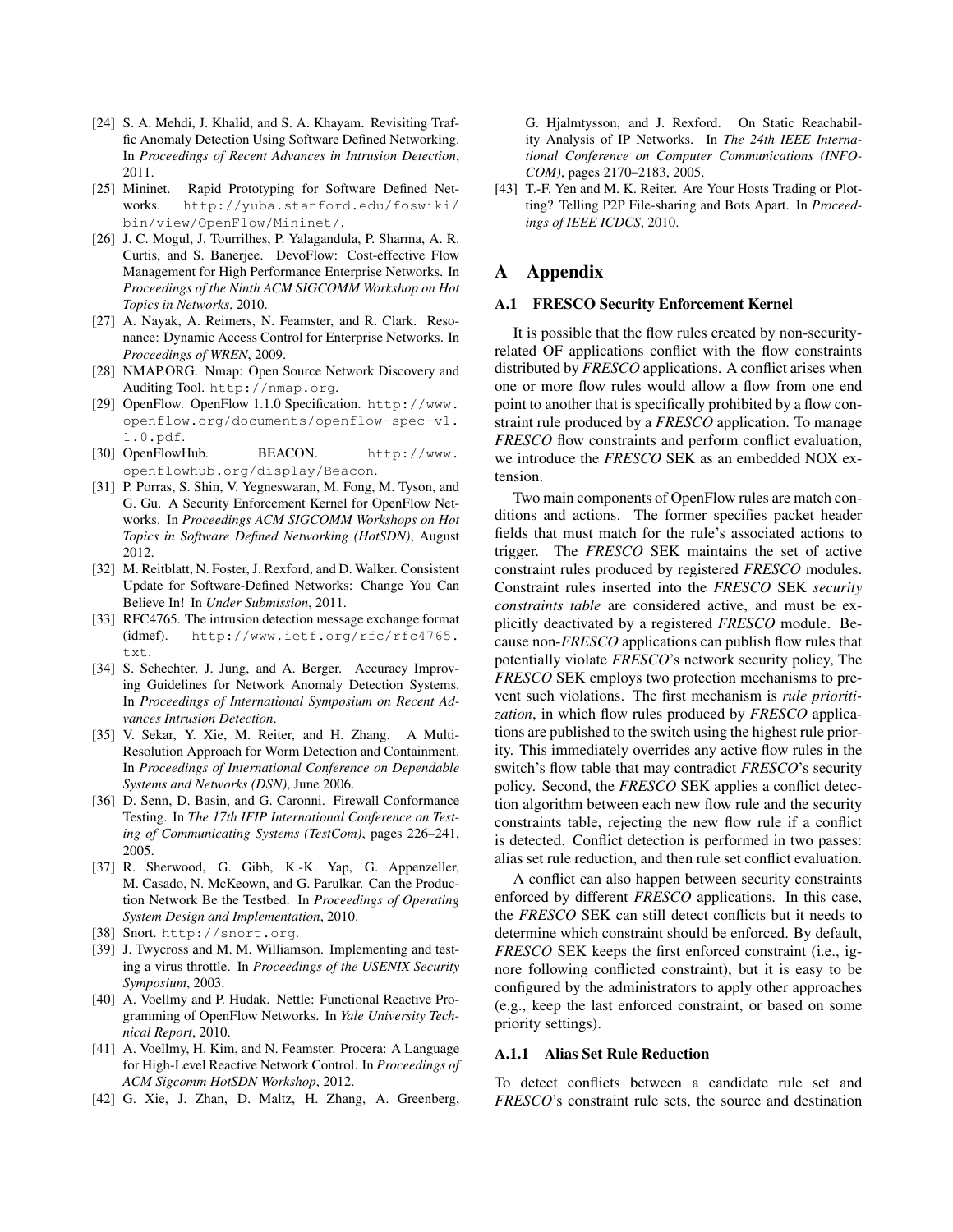[24] S. A. Mehdi, J. Khalid, and S. A. Khayam. Revisiting Traffic Anomaly Detection Using Software Defined Networking. In *Proceedings of Recent Advances in Intrusion Detection*, 2011.

[25] Mininet. Rapid Prototyping for Software Defined Networks. `http://yuba.stanford.edu/foswiki/bin/view/OpenFlow/Mininet/`.

[26] J. C. Mogul, J. Tourrilhes, P. Yalagandula, P. Sharma, A. R. Curtis, and S. Banerjee. DevoFlow: Cost-effective Flow Management for High Performance Enterprise Networks. In *Proceedings of the Ninth ACM SIGCOMM Workshop on Hot Topics in Networks*, 2010.

[27] A. Nayak, A. Reimers, N. Feamster, and R. Clark. Resonance: Dynamic Access Control for Enterprise Networks. In *Proceedings of WREN*, 2009.

[28] NMAP.ORG. Nmap: Open Source Network Discovery and Auditing Tool. `http://nmap.org`.

[29] OpenFlow. OpenFlow 1.1.0 Specification. `http://www.openflow.org/documents/openflow-spec-v1.1.0.pdf`.

[30] OpenFlowHub. BEACON. `http://www.openflowhub.org/display/Beacon`.

[31] P. Porras, S. Shin, V. Yegneswaran, M. Fong, M. Tyson, and G. Gu. A Security Enforcement Kernel for OpenFlow Networks. In *Proceedings ACM SIGCOMM Workshops on Hot Topics in Software Defined Networking (HotSDN)*, August 2012.

[32] M. Reitblatt, N. Foster, J. Rexford, and D. Walker. Consistent Update for Software-Defined Networks: Change You Can Believe In! In *Under Submission*, 2011.

[33] RFC4765. The intrusion detection message exchange format (idmef). `http://www.ietf.org/rfc/rfc4765.txt`.

[34] S. Schechter, J. Jung, and A. Berger. Accuracy Improving Guidelines for Network Anomaly Detection Systems. In *Proceedings of International Symposium on Recent Advances Intrusion Detection*.

[35] V. Sekar, Y. Xie, M. Reiter, and H. Zhang. A Multi-Resolution Approach for Worm Detection and Containment. In *Proceedings of International Conference on Dependable Systems and Networks (DSN)*, June 2006.

[36] D. Senn, D. Basin, and G. Caronni. Firewall Conformance Testing. In *The 17th IFIP International Conference on Testing of Communicating Systems (TestCom)*, pages 226–241, 2005.

[37] R. Sherwood, G. Gibb, K.-K. Yap, G. Appenzeller, M. Casado, N. McKeown, and G. Parulkar. Can the Production Network Be the Testbed. In *Proceedings of Operating System Design and Implementation*, 2010.

[38] Snort. `http://snort.org`.

[39] J. Twycross and M. M. Williamson. Implementing and testing a virus throttle. In *Proceedings of the USENIX Security Symposium*, 2003.

[40] A. Voellmy and P. Hudak. Nettle: Functional Reactive Programming of OpenFlow Networks. In *Yale University Technical Report*, 2010.

[41] A. Voellmy, H. Kim, and N. Feamster. Procera: A Language for High-Level Reactive Network Control. In *Proceedings of ACM Sigcomm HotSDN Workshop*, 2012.

[42] G. Xie, J. Zhan, D. Maltz, H. Zhang, A. Greenberg, G. Hjalmtysson, and J. Rexford. On Static Reachability Analysis of IP Networks. In *The 24th IEEE International Conference on Computer Communications (INFOCOM)*, pages 2170–2183, 2005.

[43] T.-F. Yen and M. K. Reiter. Are Your Hosts Trading or Plotting? Telling P2P File-sharing and Bots Apart. In *Proceedings of IEEE ICDCS*, 2010.

# A Appendix

## A.1 FRESCO Security Enforcement Kernel

It is possible that the flow rules created by non-security-related OF applications conflict with the flow constraints distributed by *FRESCO* applications. A conflict arises when one or more flow rules would allow a flow from one end point to another that is specifically prohibited by a flow constraint rule produced by a *FRESCO* application. To manage *FRESCO* flow constraints and perform conflict evaluation, we introduce the *FRESCO* SEK as an embedded NOX extension.

Two main components of OpenFlow rules are match conditions and actions. The former specifies packet header fields that must match for the rule's associated actions to trigger. The *FRESCO* SEK maintains the set of active constraint rules produced by registered *FRESCO* modules. Constraint rules inserted into the *FRESCO* SEK *security constraints table* are considered active, and must be explicitly deactivated by a registered *FRESCO* module. Because non-*FRESCO* applications can publish flow rules that potentially violate *FRESCO*'s network security policy, The *FRESCO* SEK employs two protection mechanisms to prevent such violations. The first mechanism is *rule prioritization*, in which flow rules produced by *FRESCO* applications are published to the switch using the highest rule priority. This immediately overrides any active flow rules in the switch's flow table that may contradict *FRESCO*'s security policy. Second, the *FRESCO* SEK applies a conflict detection algorithm between each new flow rule and the security constraints table, rejecting the new flow rule if a conflict is detected. Conflict detection is performed in two passes: alias set rule reduction, and then rule set conflict evaluation.

A conflict can also happen between security constraints enforced by different *FRESCO* applications. In this case, the *FRESCO* SEK can still detect conflicts but it needs to determine which constraint should be enforced. By default, *FRESCO* SEK keeps the first enforced constraint (i.e., ignore following conflicted constraint), but it is easy to be configured by the administrators to apply other approaches (e.g., keep the last enforced constraint, or based on some priority settings).

### A.1.1 Alias Set Rule Reduction

To detect conflicts between a candidate rule set and *FRESCO*'s constraint rule sets, the source and destination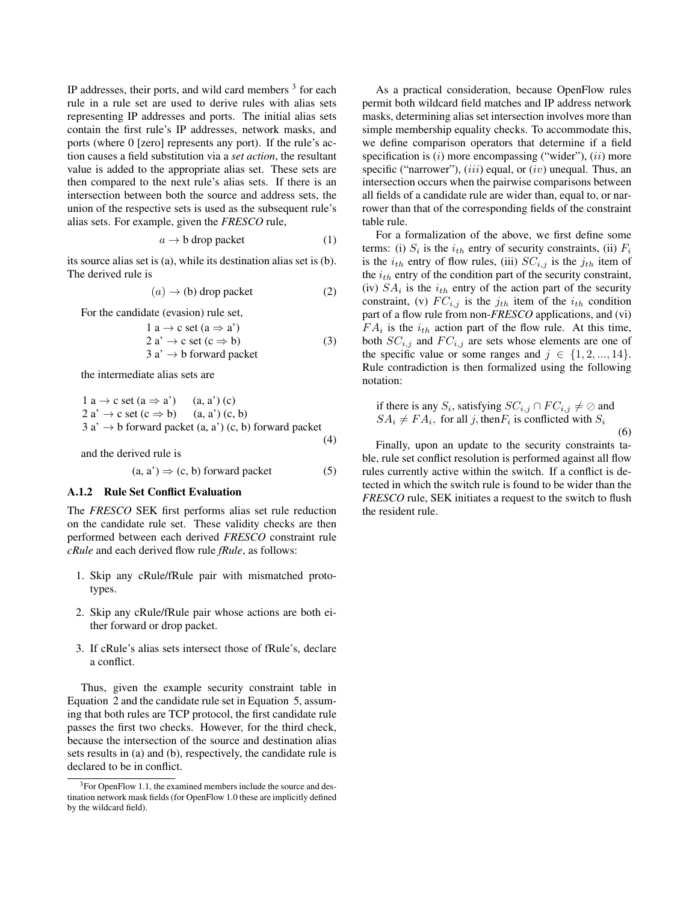IP addresses, their ports, and wild card members [3] for each rule in a rule set are used to derive rules with alias sets representing IP addresses and ports. The initial alias sets contain the first rule's IP addresses, network masks, and ports (where 0 [zero] represents any port). If the rule's action causes a field substitution via a *set action*, the resultant value is added to the appropriate alias set. These sets are then compared to the next rule's alias sets. If there is an intersection between both the source and address sets, the union of the respective sets is used as the subsequent rule's alias sets. For example, given the ***FRESCO*** rule,

$$a \rightarrow \text{b drop packet} \tag{1}$$

its source alias set is (a), while its destination alias set is (b). The derived rule is

$$(a) \rightarrow \text{(b) drop packet} \tag{2}$$

For the candidate (evasion) rule set,

$$\begin{array}{l} 1\ \text{a} \rightarrow \text{c set (a} \Rightarrow \text{a')} \\ 2\ \text{a'} \rightarrow \text{c set (c} \Rightarrow \text{b)} \\ 3\ \text{a'} \rightarrow \text{b forward packet} \end{array} \tag{3}$$

the intermediate alias sets are

$$\begin{array}{l} 1\ \text{a} \rightarrow \text{c set (a} \Rightarrow \text{a')} \quad \text{(a, a') (c)} \\ 2\ \text{a'} \rightarrow \text{c set (c} \Rightarrow \text{b)} \quad \text{(a, a') (c, b)} \\ 3\ \text{a'} \rightarrow \text{b forward packet (a, a') (c, b) forward packet} \end{array} \tag{4}$$

and the derived rule is

$$\text{(a, a')} \Rightarrow \text{(c, b) forward packet} \tag{5}$$

### A.1.2 Rule Set Conflict Evaluation

The ***FRESCO*** SEK first performs alias set rule reduction on the candidate rule set. These validity checks are then performed between each derived ***FRESCO*** constraint rule *cRule* and each derived flow rule *fRule*, as follows:

1. Skip any cRule/fRule pair with mismatched prototypes.
2. Skip any cRule/fRule pair whose actions are both either forward or drop packet.
3. If cRule's alias sets intersect those of fRule's, declare a conflict.

Thus, given the example security constraint table in Equation 2 and the candidate rule set in Equation 5, assuming that both rules are TCP protocol, the first candidate rule passes the first two checks. However, for the third check, because the intersection of the source and destination alias sets results in (a) and (b), respectively, the candidate rule is declared to be in conflict.

As a practical consideration, because OpenFlow rules permit both wildcard field matches and IP address network masks, determining alias set intersection involves more than simple membership equality checks. To accommodate this, we define comparison operators that determine if a field specification is $(i)$ more encompassing ("wider"), $(ii)$ more specific ("narrower"), $(iii)$ equal, or $(iv)$ unequal. Thus, an intersection occurs when the pairwise comparisons between all fields of a candidate rule are wider than, equal to, or narrower than that of the corresponding fields of the constraint table rule.

For a formalization of the above, we first define some terms: (i) $S_i$ is the $i_{th}$ entry of security constraints, (ii) $F_i$ is the $i_{th}$ entry of flow rules, (iii) $SC_{i,j}$ is the $j_{th}$ item of the $i_{th}$ entry of the condition part of the security constraint, (iv) $SA_i$ is the $i_{th}$ entry of the action part of the security constraint, (v) $FC_{i,j}$ is the $j_{th}$ item of the $i_{th}$ condition part of a flow rule from non-***FRESCO*** applications, and (vi) $FA_i$ is the $i_{th}$ action part of the flow rule. At this time, both $SC_{i,j}$ and $FC_{i,j}$ are sets whose elements are one of the specific value or some ranges and $j \in \{1, 2, ..., 14\}$. Rule contradiction is then formalized using the following notation:

$$\begin{array}{l} \text{if there is any } S_i\text{, satisfying } SC_{i,j} \cap FC_{i,j} \neq \oslash \text{ and} \\ SA_i \neq FA_i,\ \text{for all } j\text{, then} F_i \text{ is conflicted with } S_i \end{array} \tag{6}$$

Finally, upon an update to the security constraints table, rule set conflict resolution is performed against all flow rules currently active within the switch. If a conflict is detected in which the switch rule is found to be wider than the ***FRESCO*** rule, SEK initiates a request to the switch to flush the resident rule.

[3] For OpenFlow 1.1, the examined members include the source and destination network mask fields (for OpenFlow 1.0 these are implicitly defined by the wildcard field).